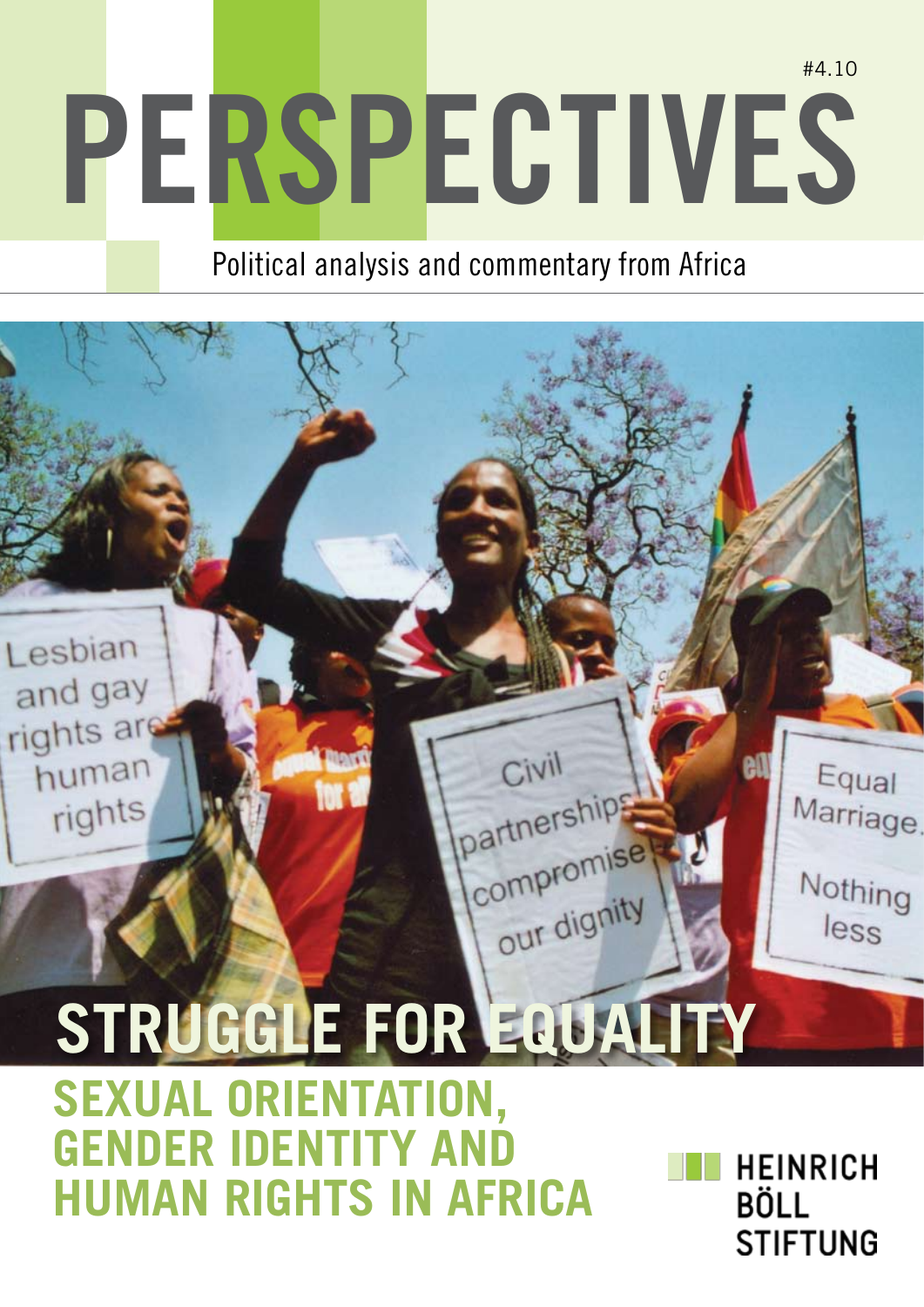#4.10

# PERSPECTIVES

Political analysis and commentary from Africa

## STRUGGLE FOR EQUALITY

## SEXUAL ORIENTATION, GENDER IDENTITY AND HUMAN RIGHTS IN AFRICA

HEINRICH BÖLL STIFTUNG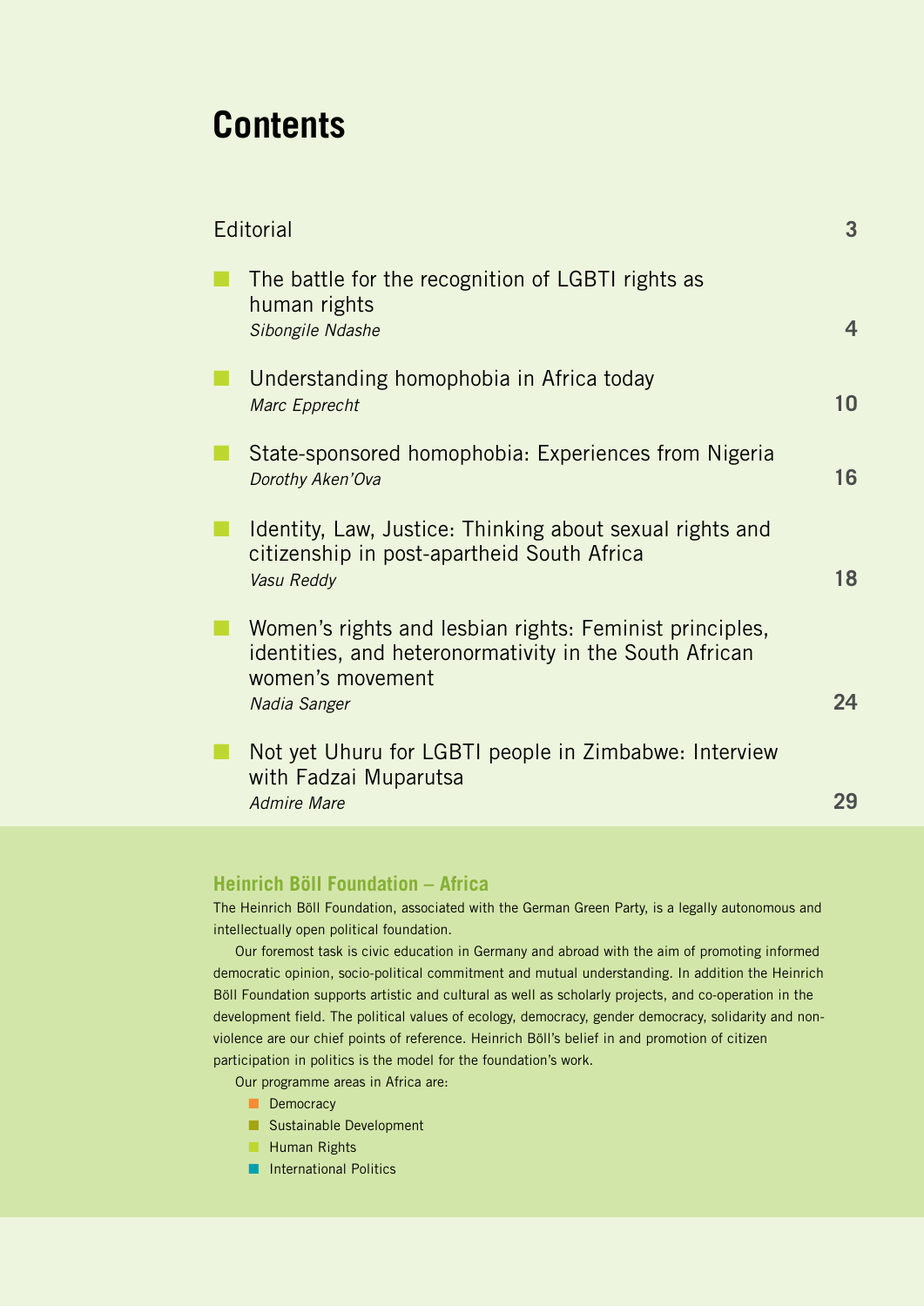# Contents

| | |
|---|---|
| Editorial | 3 |
| The battle for the recognition of LGBTI rights as human rights<br>*Sibongile Ndashe* | 4 |
| Understanding homophobia in Africa today<br>*Marc Epprecht* | 10 |
| State-sponsored homophobia: Experiences from Nigeria<br>*Dorothy Aken'Ova* | 16 |
| Identity, Law, Justice: Thinking about sexual rights and citizenship in post-apartheid South Africa<br>*Vasu Reddy* | 18 |
| Women's rights and lesbian rights: Feminist principles, identities, and heteronormativity in the South African women's movement<br>*Nadia Sanger* | 24 |
| Not yet Uhuru for LGBTI people in Zimbabwe: Interview with Fadzai Muparutsa<br>*Admire Mare* | 29 |

## Heinrich Böll Foundation – Africa

The Heinrich Böll Foundation, associated with the German Green Party, is a legally autonomous and intellectually open political foundation.

Our foremost task is civic education in Germany and abroad with the aim of promoting informed democratic opinion, socio-political commitment and mutual understanding. In addition the Heinrich Böll Foundation supports artistic and cultural as well as scholarly projects, and co-operation in the development field. The political values of ecology, democracy, gender democracy, solidarity and non-violence are our chief points of reference. Heinrich Böll's belief in and promotion of citizen participation in politics is the model for the foundation's work.

Our programme areas in Africa are:

- Democracy
- Sustainable Development
- Human Rights
- International Politics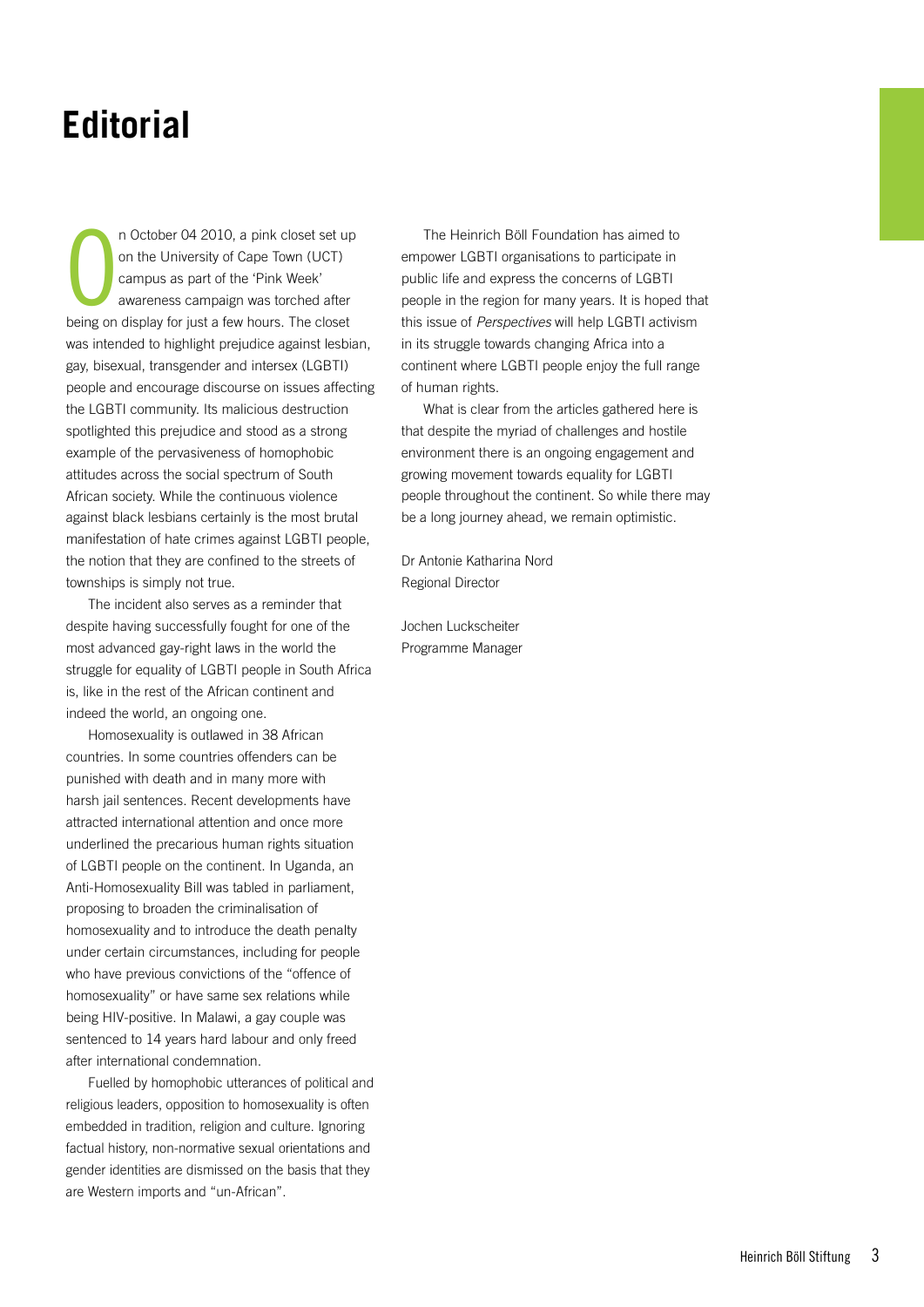# Editorial

On October 04 2010, a pink closet set up on the University of Cape Town (UCT) campus as part of the 'Pink Week' awareness campaign was torched after being on display for just a few hours. The closet was intended to highlight prejudice against lesbian, gay, bisexual, transgender and intersex (LGBTI) people and encourage discourse on issues affecting the LGBTI community. Its malicious destruction spotlighted this prejudice and stood as a strong example of the pervasiveness of homophobic attitudes across the social spectrum of South African society. While the continuous violence against black lesbians certainly is the most brutal manifestation of hate crimes against LGBTI people, the notion that they are confined to the streets of townships is simply not true.

The incident also serves as a reminder that despite having successfully fought for one of the most advanced gay-right laws in the world the struggle for equality of LGBTI people in South Africa is, like in the rest of the African continent and indeed the world, an ongoing one.

Homosexuality is outlawed in 38 African countries. In some countries offenders can be punished with death and in many more with harsh jail sentences. Recent developments have attracted international attention and once more underlined the precarious human rights situation of LGBTI people on the continent. In Uganda, an Anti-Homosexuality Bill was tabled in parliament, proposing to broaden the criminalisation of homosexuality and to introduce the death penalty under certain circumstances, including for people who have previous convictions of the "offence of homosexuality" or have same sex relations while being HIV-positive. In Malawi, a gay couple was sentenced to 14 years hard labour and only freed after international condemnation.

Fuelled by homophobic utterances of political and religious leaders, opposition to homosexuality is often embedded in tradition, religion and culture. Ignoring factual history, non-normative sexual orientations and gender identities are dismissed on the basis that they are Western imports and "un-African".

The Heinrich Böll Foundation has aimed to empower LGBTI organisations to participate in public life and express the concerns of LGBTI people in the region for many years. It is hoped that this issue of *Perspectives* will help LGBTI activism in its struggle towards changing Africa into a continent where LGBTI people enjoy the full range of human rights.

What is clear from the articles gathered here is that despite the myriad of challenges and hostile environment there is an ongoing engagement and growing movement towards equality for LGBTI people throughout the continent. So while there may be a long journey ahead, we remain optimistic.

Dr Antonie Katharina Nord
Regional Director

Jochen Luckscheiter
Programme Manager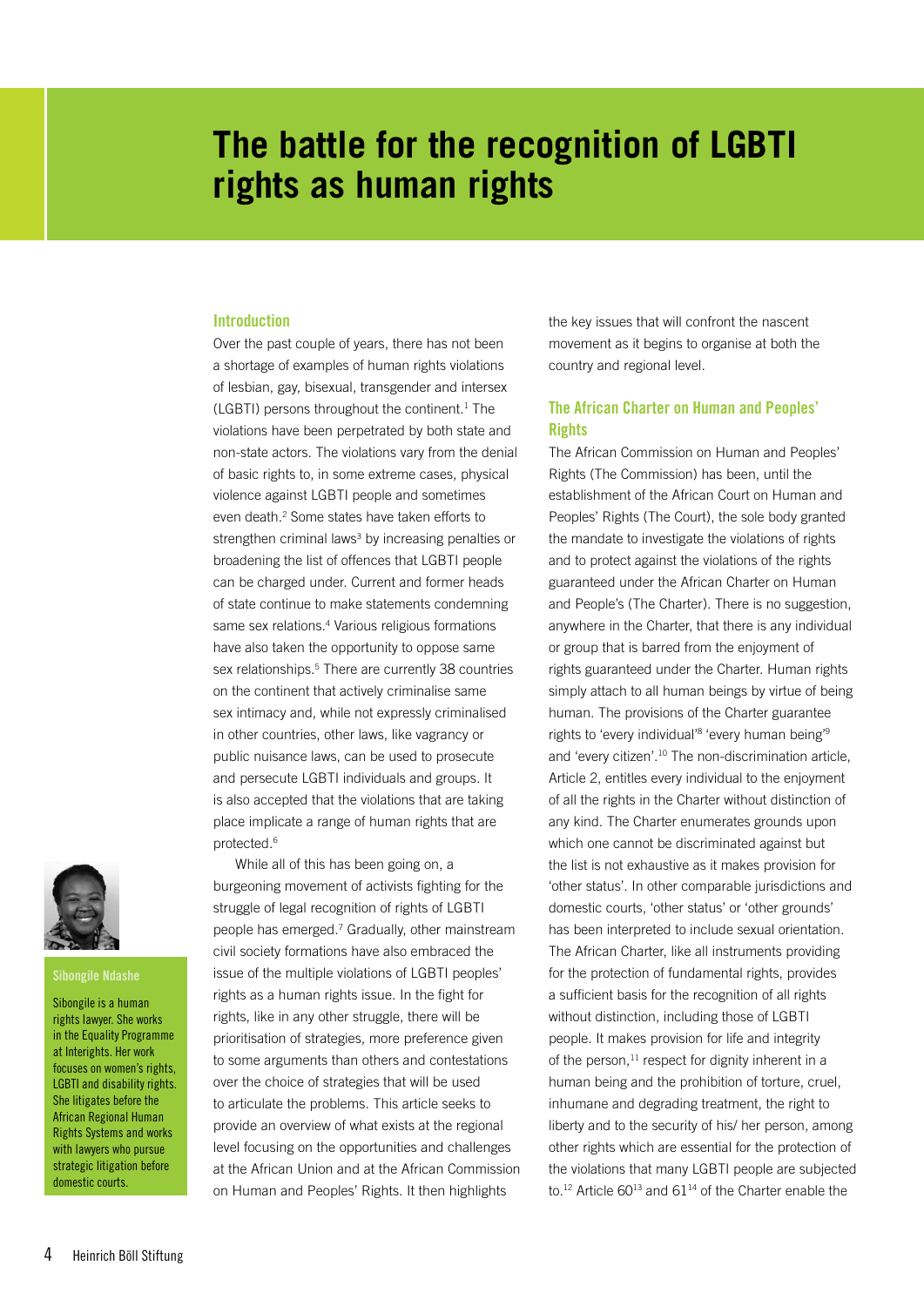# The battle for the recognition of LGBTI rights as human rights

**Sibongile Ndashe**

Sibongile is a human rights lawyer. She works in the Equality Programme at Interights. Her work focuses on women's rights, LGBTI and disability rights. She litigates before the African Regional Human Rights Systems and works with lawyers who pursue strategic litigation before domestic courts.

## Introduction

Over the past couple of years, there has not been a shortage of examples of human rights violations of lesbian, gay, bisexual, transgender and intersex (LGBTI) persons throughout the continent.[1] The violations have been perpetrated by both state and non-state actors. The violations vary from the denial of basic rights to, in some extreme cases, physical violence against LGBTI people and sometimes even death.[2] Some states have taken efforts to strengthen criminal laws[3] by increasing penalties or broadening the list of offences that LGBTI people can be charged under. Current and former heads of state continue to make statements condemning same sex relations.[4] Various religious formations have also taken the opportunity to oppose same sex relationships.[5] There are currently 38 countries on the continent that actively criminalise same sex intimacy and, while not expressly criminalised in other countries, other laws, like vagrancy or public nuisance laws, can be used to prosecute and persecute LGBTI individuals and groups. It is also accepted that the violations that are taking place implicate a range of human rights that are protected.[6]

While all of this has been going on, a burgeoning movement of activists fighting for the struggle of legal recognition of rights of LGBTI people has emerged.[7] Gradually, other mainstream civil society formations have also embraced the issue of the multiple violations of LGBTI peoples' rights as a human rights issue. In the fight for rights, like in any other struggle, there will be prioritisation of strategies, more preference given to some arguments than others and contestations over the choice of strategies that will be used to articulate the problems. This article seeks to provide an overview of what exists at the regional level focusing on the opportunities and challenges at the African Union and at the African Commission on Human and Peoples' Rights. It then highlights the key issues that will confront the nascent movement as it begins to organise at both the country and regional level.

## The African Charter on Human and Peoples' Rights

The African Commission on Human and Peoples' Rights (The Commission) has been, until the establishment of the African Court on Human and Peoples' Rights (The Court), the sole body granted the mandate to investigate the violations of rights and to protect against the violations of the rights guaranteed under the African Charter on Human and People's (The Charter). There is no suggestion, anywhere in the Charter, that there is any individual or group that is barred from the enjoyment of rights guaranteed under the Charter. Human rights simply attach to all human beings by virtue of being human. The provisions of the Charter guarantee rights to 'every individual'[8] 'every human being'[9] and 'every citizen'.[10] The non-discrimination article, Article 2, entitles every individual to the enjoyment of all the rights in the Charter without distinction of any kind. The Charter enumerates grounds upon which one cannot be discriminated against but the list is not exhaustive as it makes provision for 'other status'. In other comparable jurisdictions and domestic courts, 'other status' or 'other grounds' has been interpreted to include sexual orientation. The African Charter, like all instruments providing for the protection of fundamental rights, provides a sufficient basis for the recognition of all rights without distinction, including those of LGBTI people. It makes provision for life and integrity of the person,[11] respect for dignity inherent in a human being and the prohibition of torture, cruel, inhumane and degrading treatment, the right to liberty and to the security of his/ her person, among other rights which are essential for the protection of the violations that many LGBTI people are subjected to.[12] Article 60[13] and 61[14] of the Charter enable the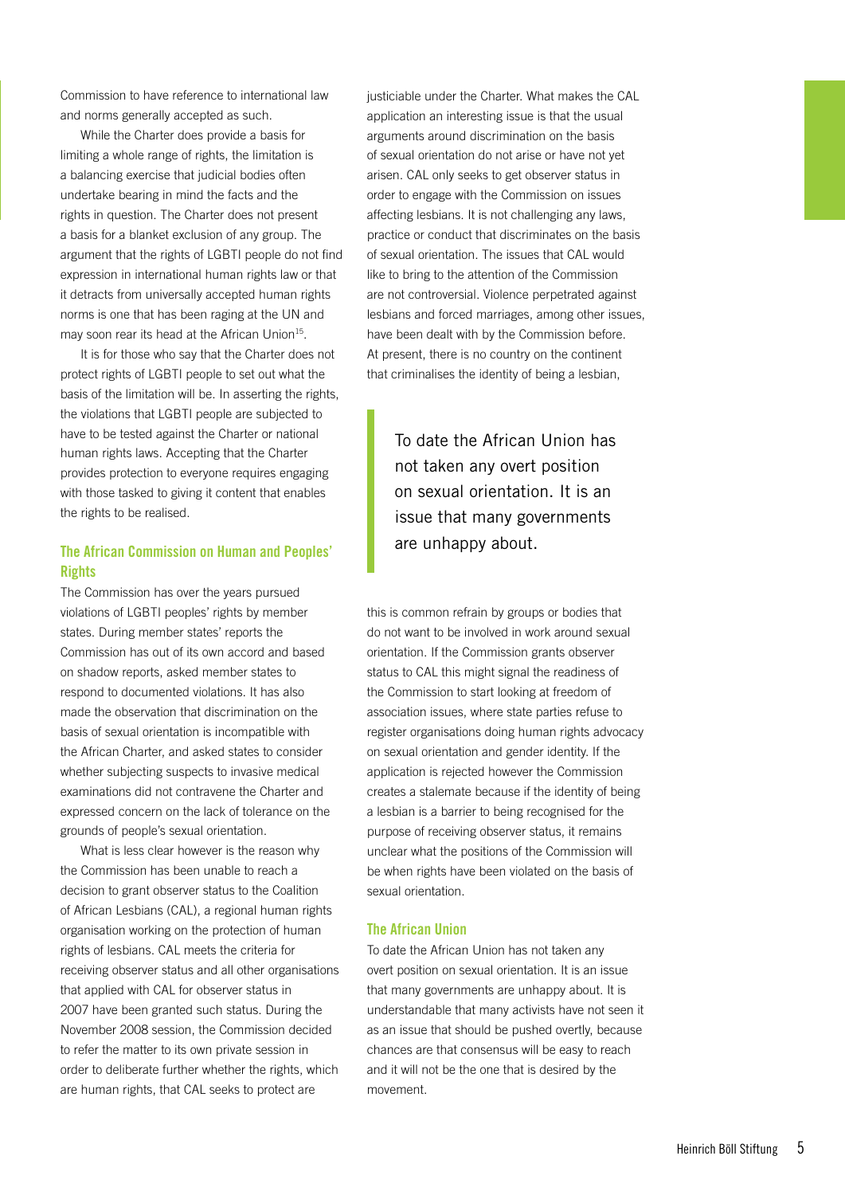Commission to have reference to international law and norms generally accepted as such.

While the Charter does provide a basis for limiting a whole range of rights, the limitation is a balancing exercise that judicial bodies often undertake bearing in mind the facts and the rights in question. The Charter does not present a basis for a blanket exclusion of any group. The argument that the rights of LGBTI people do not find expression in international human rights law or that it detracts from universally accepted human rights norms is one that has been raging at the UN and may soon rear its head at the African Union[15].

It is for those who say that the Charter does not protect rights of LGBTI people to set out what the basis of the limitation will be. In asserting the rights, the violations that LGBTI people are subjected to have to be tested against the Charter or national human rights laws. Accepting that the Charter provides protection to everyone requires engaging with those tasked to giving it content that enables the rights to be realised.

## The African Commission on Human and Peoples' Rights

The Commission has over the years pursued violations of LGBTI peoples' rights by member states. During member states' reports the Commission has out of its own accord and based on shadow reports, asked member states to respond to documented violations. It has also made the observation that discrimination on the basis of sexual orientation is incompatible with the African Charter, and asked states to consider whether subjecting suspects to invasive medical examinations did not contravene the Charter and expressed concern on the lack of tolerance on the grounds of people's sexual orientation.

What is less clear however is the reason why the Commission has been unable to reach a decision to grant observer status to the Coalition of African Lesbians (CAL), a regional human rights organisation working on the protection of human rights of lesbians. CAL meets the criteria for receiving observer status and all other organisations that applied with CAL for observer status in 2007 have been granted such status. During the November 2008 session, the Commission decided to refer the matter to its own private session in order to deliberate further whether the rights, which are human rights, that CAL seeks to protect are justiciable under the Charter. What makes the CAL application an interesting issue is that the usual arguments around discrimination on the basis of sexual orientation do not arise or have not yet arisen. CAL only seeks to get observer status in order to engage with the Commission on issues affecting lesbians. It is not challenging any laws, practice or conduct that discriminates on the basis of sexual orientation. The issues that CAL would like to bring to the attention of the Commission are not controversial. Violence perpetrated against lesbians and forced marriages, among other issues, have been dealt with by the Commission before. At present, there is no country on the continent that criminalises the identity of being a lesbian, this is common refrain by groups or bodies that do not want to be involved in work around sexual orientation. If the Commission grants observer status to CAL this might signal the readiness of the Commission to start looking at freedom of association issues, where state parties refuse to register organisations doing human rights advocacy on sexual orientation and gender identity. If the application is rejected however the Commission creates a stalemate because if the identity of being a lesbian is a barrier to being recognised for the purpose of receiving observer status, it remains unclear what the positions of the Commission will be when rights have been violated on the basis of sexual orientation.

> To date the African Union has not taken any overt position on sexual orientation. It is an issue that many governments are unhappy about.

## The African Union

To date the African Union has not taken any overt position on sexual orientation. It is an issue that many governments are unhappy about. It is understandable that many activists have not seen it as an issue that should be pushed overtly, because chances are that consensus will be easy to reach and it will not be the one that is desired by the movement.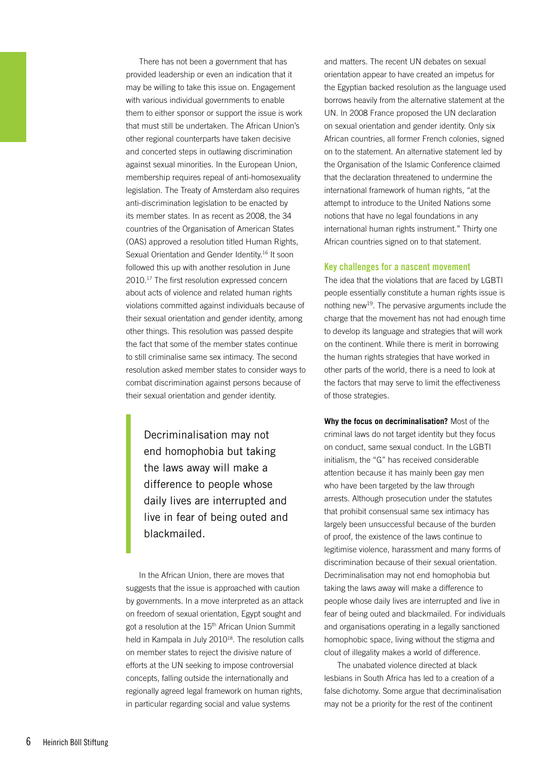There has not been a government that has provided leadership or even an indication that it may be willing to take this issue on. Engagement with various individual governments to enable them to either sponsor or support the issue is work that must still be undertaken. The African Union's other regional counterparts have taken decisive and concerted steps in outlawing discrimination against sexual minorities. In the European Union, membership requires repeal of anti-homosexuality legislation. The Treaty of Amsterdam also requires anti-discrimination legislation to be enacted by its member states. In as recent as 2008, the 34 countries of the Organisation of American States (OAS) approved a resolution titled Human Rights, Sexual Orientation and Gender Identity.[16] It soon followed this up with another resolution in June 2010.[17] The first resolution expressed concern about acts of violence and related human rights violations committed against individuals because of their sexual orientation and gender identity, among other things. This resolution was passed despite the fact that some of the member states continue to still criminalise same sex intimacy. The second resolution asked member states to consider ways to combat discrimination against persons because of their sexual orientation and gender identity.

> Decriminalisation may not end homophobia but taking the laws away will make a difference to people whose daily lives are interrupted and live in fear of being outed and blackmailed.

In the African Union, there are moves that suggests that the issue is approached with caution by governments. In a move interpreted as an attack on freedom of sexual orientation, Egypt sought and got a resolution at the 15th African Union Summit held in Kampala in July 2010[18]. The resolution calls on member states to reject the divisive nature of efforts at the UN seeking to impose controversial concepts, falling outside the internationally and regionally agreed legal framework on human rights, in particular regarding social and value systems and matters. The recent UN debates on sexual orientation appear to have created an impetus for the Egyptian backed resolution as the language used borrows heavily from the alternative statement at the UN. In 2008 France proposed the UN declaration on sexual orientation and gender identity. Only six African countries, all former French colonies, signed on to the statement. An alternative statement led by the Organisation of the Islamic Conference claimed that the declaration threatened to undermine the international framework of human rights, "at the attempt to introduce to the United Nations some notions that have no legal foundations in any international human rights instrument." Thirty one African countries signed on to that statement.

## Key challenges for a nascent movement

The idea that the violations that are faced by LGBTI people essentially constitute a human rights issue is nothing new[19]. The pervasive arguments include the charge that the movement has not had enough time to develop its language and strategies that will work on the continent. While there is merit in borrowing the human rights strategies that have worked in other parts of the world, there is a need to look at the factors that may serve to limit the effectiveness of those strategies.

**Why the focus on decriminalisation?** Most of the criminal laws do not target identity but they focus on conduct, same sexual conduct. In the LGBTI initialism, the "G" has received considerable attention because it has mainly been gay men who have been targeted by the law through arrests. Although prosecution under the statutes that prohibit consensual same sex intimacy has largely been unsuccessful because of the burden of proof, the existence of the laws continue to legitimise violence, harassment and many forms of discrimination because of their sexual orientation. Decriminalisation may not end homophobia but taking the laws away will make a difference to people whose daily lives are interrupted and live in fear of being outed and blackmailed. For individuals and organisations operating in a legally sanctioned homophobic space, living without the stigma and clout of illegality makes a world of difference.

The unabated violence directed at black lesbians in South Africa has led to a creation of a false dichotomy. Some argue that decriminalisation may not be a priority for the rest of the continent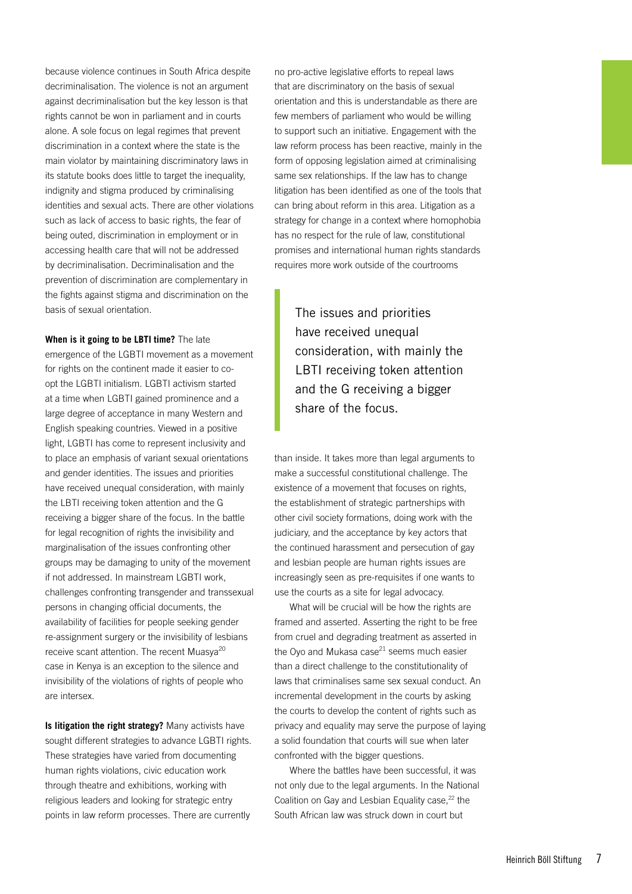because violence continues in South Africa despite decriminalisation. The violence is not an argument against decriminalisation but the key lesson is that rights cannot be won in parliament and in courts alone. A sole focus on legal regimes that prevent discrimination in a context where the state is the main violator by maintaining discriminatory laws in its statute books does little to target the inequality, indignity and stigma produced by criminalising identities and sexual acts. There are other violations such as lack of access to basic rights, the fear of being outed, discrimination in employment or in accessing health care that will not be addressed by decriminalisation. Decriminalisation and the prevention of discrimination are complementary in the fights against stigma and discrimination on the basis of sexual orientation.

**When is it going to be LBTI time?** The late emergence of the LGBTI movement as a movement for rights on the continent made it easier to co-opt the LGBTI initialism. LGBTI activism started at a time when LGBTI gained prominence and a large degree of acceptance in many Western and English speaking countries. Viewed in a positive light, LGBTI has come to represent inclusivity and to place an emphasis of variant sexual orientations and gender identities. The issues and priorities have received unequal consideration, with mainly the LBTI receiving token attention and the G receiving a bigger share of the focus. In the battle for legal recognition of rights the invisibility and marginalisation of the issues confronting other groups may be damaging to unity of the movement if not addressed. In mainstream LGBTI work, challenges confronting transgender and transsexual persons in changing official documents, the availability of facilities for people seeking gender re-assignment surgery or the invisibility of lesbians receive scant attention. The recent Muasya[20] case in Kenya is an exception to the silence and invisibility of the violations of rights of people who are intersex.

**Is litigation the right strategy?** Many activists have sought different strategies to advance LGBTI rights. These strategies have varied from documenting human rights violations, civic education work through theatre and exhibitions, working with religious leaders and looking for strategic entry points in law reform processes. There are currently no pro-active legislative efforts to repeal laws that are discriminatory on the basis of sexual orientation and this is understandable as there are few members of parliament who would be willing to support such an initiative. Engagement with the law reform process has been reactive, mainly in the form of opposing legislation aimed at criminalising same sex relationships. If the law has to change litigation has been identified as one of the tools that can bring about reform in this area. Litigation as a strategy for change in a context where homophobia has no respect for the rule of law, constitutional promises and international human rights standards requires more work outside of the courtrooms than inside. It takes more than legal arguments to make a successful constitutional challenge. The existence of a movement that focuses on rights, the establishment of strategic partnerships with other civil society formations, doing work with the judiciary, and the acceptance by key actors that the continued harassment and persecution of gay and lesbian people are human rights issues are increasingly seen as pre-requisites if one wants to use the courts as a site for legal advocacy.

> The issues and priorities have received unequal consideration, with mainly the LBTI receiving token attention and the G receiving a bigger share of the focus.

What will be crucial will be how the rights are framed and asserted. Asserting the right to be free from cruel and degrading treatment as asserted in the Oyo and Mukasa case[21] seems much easier than a direct challenge to the constitutionality of laws that criminalises same sex sexual conduct. An incremental development in the courts by asking the courts to develop the content of rights such as privacy and equality may serve the purpose of laying a solid foundation that courts will sue when later confronted with the bigger questions.

Where the battles have been successful, it was not only due to the legal arguments. In the National Coalition on Gay and Lesbian Equality case,[22] the South African law was struck down in court but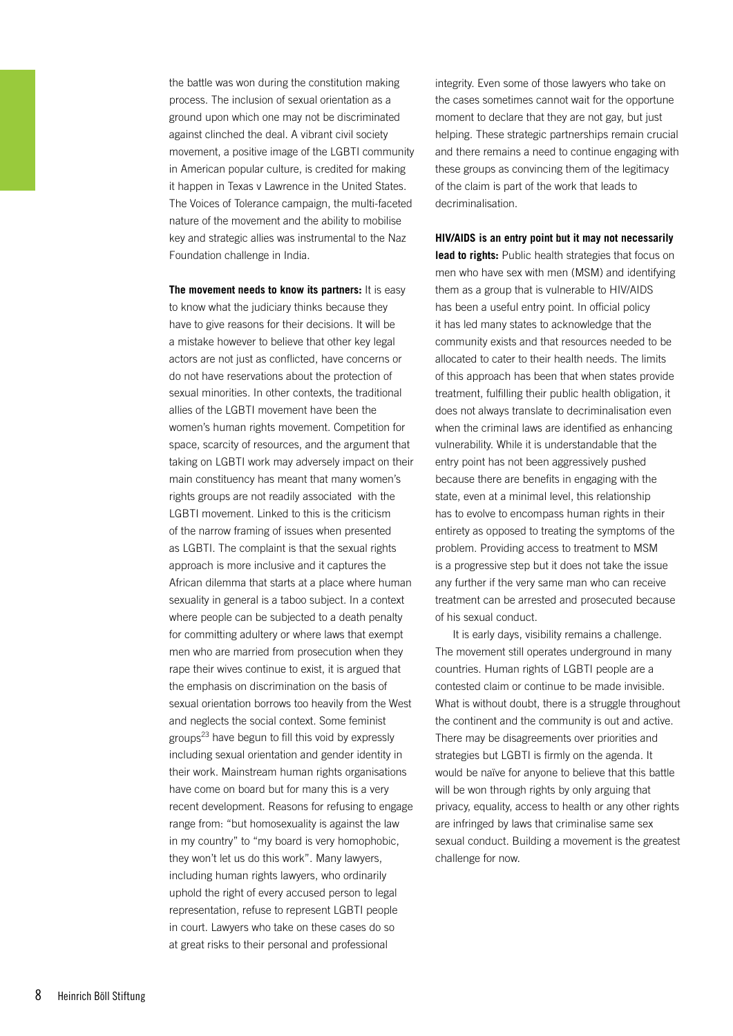the battle was won during the constitution making process. The inclusion of sexual orientation as a ground upon which one may not be discriminated against clinched the deal. A vibrant civil society movement, a positive image of the LGBTI community in American popular culture, is credited for making it happen in Texas v Lawrence in the United States. The Voices of Tolerance campaign, the multi-faceted nature of the movement and the ability to mobilise key and strategic allies was instrumental to the Naz Foundation challenge in India.

**The movement needs to know its partners:** It is easy to know what the judiciary thinks because they have to give reasons for their decisions. It will be a mistake however to believe that other key legal actors are not just as conflicted, have concerns or do not have reservations about the protection of sexual minorities. In other contexts, the traditional allies of the LGBTI movement have been the women's human rights movement. Competition for space, scarcity of resources, and the argument that taking on LGBTI work may adversely impact on their main constituency has meant that many women's rights groups are not readily associated with the LGBTI movement. Linked to this is the criticism of the narrow framing of issues when presented as LGBTI. The complaint is that the sexual rights approach is more inclusive and it captures the African dilemma that starts at a place where human sexuality in general is a taboo subject. In a context where people can be subjected to a death penalty for committing adultery or where laws that exempt men who are married from prosecution when they rape their wives continue to exist, it is argued that the emphasis on discrimination on the basis of sexual orientation borrows too heavily from the West and neglects the social context. Some feminist groups[23] have begun to fill this void by expressly including sexual orientation and gender identity in their work. Mainstream human rights organisations have come on board but for many this is a very recent development. Reasons for refusing to engage range from: "but homosexuality is against the law in my country" to "my board is very homophobic, they won't let us do this work". Many lawyers, including human rights lawyers, who ordinarily uphold the right of every accused person to legal representation, refuse to represent LGBTI people in court. Lawyers who take on these cases do so at great risks to their personal and professional integrity. Even some of those lawyers who take on the cases sometimes cannot wait for the opportune moment to declare that they are not gay, but just helping. These strategic partnerships remain crucial and there remains a need to continue engaging with these groups as convincing them of the legitimacy of the claim is part of the work that leads to decriminalisation.

**HIV/AIDS is an entry point but it may not necessarily lead to rights:** Public health strategies that focus on men who have sex with men (MSM) and identifying them as a group that is vulnerable to HIV/AIDS has been a useful entry point. In official policy it has led many states to acknowledge that the community exists and that resources needed to be allocated to cater to their health needs. The limits of this approach has been that when states provide treatment, fulfilling their public health obligation, it does not always translate to decriminalisation even when the criminal laws are identified as enhancing vulnerability. While it is understandable that the entry point has not been aggressively pushed because there are benefits in engaging with the state, even at a minimal level, this relationship has to evolve to encompass human rights in their entirety as opposed to treating the symptoms of the problem. Providing access to treatment to MSM is a progressive step but it does not take the issue any further if the very same man who can receive treatment can be arrested and prosecuted because of his sexual conduct.

It is early days, visibility remains a challenge. The movement still operates underground in many countries. Human rights of LGBTI people are a contested claim or continue to be made invisible. What is without doubt, there is a struggle throughout the continent and the community is out and active. There may be disagreements over priorities and strategies but LGBTI is firmly on the agenda. It would be naïve for anyone to believe that this battle will be won through rights by only arguing that privacy, equality, access to health or any other rights are infringed by laws that criminalise same sex sexual conduct. Building a movement is the greatest challenge for now.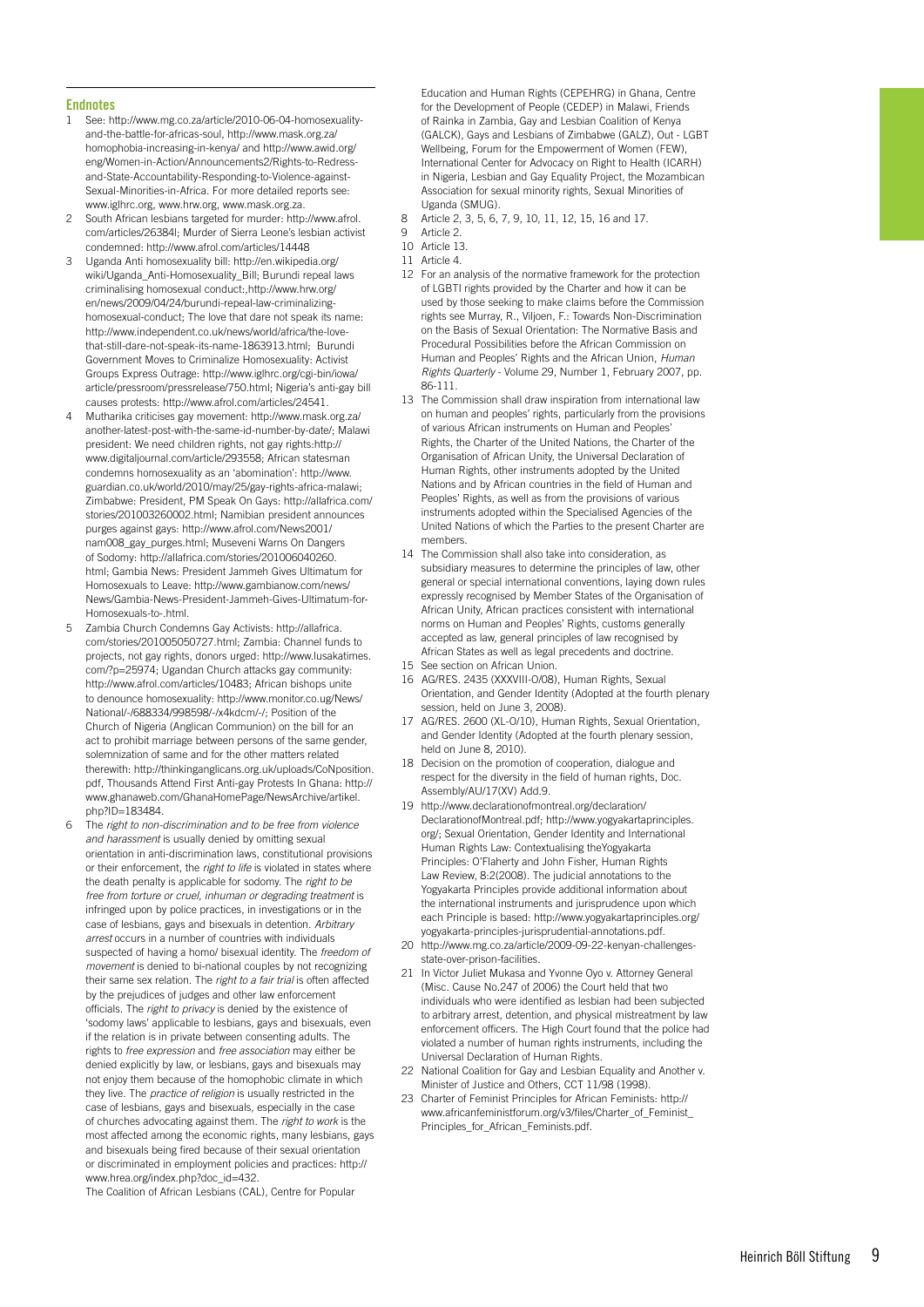## Endnotes

1. See: http://www.mg.co.za/article/2010-06-04-homosexuality-and-the-battle-for-africas-soul, http://www.mask.org.za/homophobia-increasing-in-kenya/ and http://www.awid.org/eng/Women-in-Action/Announcements2/Rights-to-Redress-and-State-Accountability-Responding-to-Violence-against-Sexual-Minorities-in-Africa. For more detailed reports see: www.iglhrc.org, www.hrw.org, www.mask.org.za.
2. South African lesbians targeted for murder: http://www.afrol.com/articles/26384l; Murder of Sierra Leone's lesbian activist condemned: http://www.afrol.com/articles/14448
3. Uganda Anti homosexuality bill: http://en.wikipedia.org/wiki/Uganda_Anti-Homosexuality_Bill; Burundi repeal laws criminalising homosexual conduct:,http://www.hrw.org/en/news/2009/04/24/burundi-repeal-law-criminalizing-homosexual-conduct; The love that dare not speak its name: http://www.independent.co.uk/news/world/africa/the-love-that-still-dare-not-speak-its-name-1863913.html; Burundi Government Moves to Criminalize Homosexuality: Activist Groups Express Outrage: http://www.iglhrc.org/cgi-bin/iowa/article/pressroom/pressrelease/750.html; Nigeria's anti-gay bill causes protests: http://www.afrol.com/articles/24541.
4. Mutharika criticises gay movement: http://www.mask.org.za/another-latest-post-with-the-same-id-number-by-date/; Malawi president: We need children rights, not gay rights:http://www.digitaljournal.com/article/293558; African statesman condemns homosexuality as an 'abomination': http://www.guardian.co.uk/world/2010/may/25/gay-rights-africa-malawi; Zimbabwe: President, PM Speak On Gays: http://allafrica.com/stories/201003260002.html; Namibian president announces purges against gays: http://www.afrol.com/News2001/nam008_gay_purges.html; Museveni Warns On Dangers of Sodomy: http://allafrica.com/stories/201006040260.html; Gambia News: President Jammeh Gives Ultimatum for Homosexuals to Leave: http://www.gambianow.com/news/News/Gambia-News-President-Jammeh-Gives-Ultimatum-for-Homosexuals-to-.html.
5. Zambia Church Condemns Gay Activists: http://allafrica.com/stories/201005050727.html; Zambia: Channel funds to projects, not gay rights, donors urged: http://www.lusakatimes.com/?p=25974; Ugandan Church attacks gay community: http://www.afrol.com/articles/10483; African bishops unite to denounce homosexuality: http://www.monitor.co.ug/News/National/-/688334/998598/-/x4kdcm/-/; Position of the Church of Nigeria (Anglican Communion) on the bill for an act to prohibit marriage between persons of the same gender, solemnization of same and for the other matters related therewith: http://thinkinganglicans.org.uk/uploads/CoNposition.pdf, Thousands Attend First Anti-gay Protests In Ghana: http://www.ghanaweb.com/GhanaHomePage/NewsArchive/artikel.php?ID=183484.
6. The *right to non-discrimination and to be free from violence and harassment* is usually denied by omitting sexual orientation in anti-discrimination laws, constitutional provisions or their enforcement, the *right to life* is violated in states where the death penalty is applicable for sodomy. The *right to be free from torture or cruel, inhuman or degrading treatment* is infringed upon by police practices, in investigations or in the case of lesbians, gays and bisexuals in detention. *Arbitrary arrest* occurs in a number of countries with individuals suspected of having a homo/ bisexual identity. The *freedom of movement* is denied to bi-national couples by not recognizing their same sex relation. The *right to a fair trial* is often affected by the prejudices of judges and other law enforcement officials. The *right to privacy* is denied by the existence of 'sodomy laws' applicable to lesbians, gays and bisexuals, even if the relation is in private between consenting adults. The rights to *free expression* and *free association* may either be denied explicitly by law, or lesbians, gays and bisexuals may not enjoy them because of the homophobic climate in which they live. The *practice of religion* is usually restricted in the case of lesbians, gays and bisexuals, especially in the case of churches advocating against them. The *right to work* is the most affected among the economic rights, many lesbians, gays and bisexuals being fired because of their sexual orientation or discriminated in employment policies and practices: http://www.hrea.org/index.php?doc_id=432.
7. The Coalition of African Lesbians (CAL), Centre for Popular Education and Human Rights (CEPEHRG) in Ghana, Centre for the Development of People (CEDEP) in Malawi, Friends of Rainka in Zambia, Gay and Lesbian Coalition of Kenya (GALCK), Gays and Lesbians of Zimbabwe (GALZ), Out - LGBT Wellbeing, Forum for the Empowerment of Women (FEW), International Center for Advocacy on Right to Health (ICARH) in Nigeria, Lesbian and Gay Equality Project, the Mozambican Association for sexual minority rights, Sexual Minorities of Uganda (SMUG).
8. Article 2, 3, 5, 6, 7, 9, 10, 11, 12, 15, 16 and 17.
9. Article 2.
10. Article 13.
11. Article 4.
12. For an analysis of the normative framework for the protection of LGBTI rights provided by the Charter and how it can be used by those seeking to make claims before the Commission rights see Murray, R., Viljoen, F.: Towards Non-Discrimination on the Basis of Sexual Orientation: The Normative Basis and Procedural Possibilities before the African Commission on Human and Peoples' Rights and the African Union, *Human Rights Quarterly* - Volume 29, Number 1, February 2007, pp. 86-111.
13. The Commission shall draw inspiration from international law on human and peoples' rights, particularly from the provisions of various African instruments on Human and Peoples' Rights, the Charter of the United Nations, the Charter of the Organisation of African Unity, the Universal Declaration of Human Rights, other instruments adopted by the United Nations and by African countries in the field of Human and Peoples' Rights, as well as from the provisions of various instruments adopted within the Specialised Agencies of the United Nations of which the Parties to the present Charter are members.
14. The Commission shall also take into consideration, as subsidiary measures to determine the principles of law, other general or special international conventions, laying down rules expressly recognised by Member States of the Organisation of African Unity, African practices consistent with international norms on Human and Peoples' Rights, customs generally accepted as law, general principles of law recognised by African States as well as legal precedents and doctrine.
15. See section on African Union.
16. AG/RES. 2435 (XXXVIII-O/08), Human Rights, Sexual Orientation, and Gender Identity (Adopted at the fourth plenary session, held on June 3, 2008).
17. AG/RES. 2600 (XL-O/10), Human Rights, Sexual Orientation, and Gender Identity (Adopted at the fourth plenary session, held on June 8, 2010).
18. Decision on the promotion of cooperation, dialogue and respect for the diversity in the field of human rights, Doc. Assembly/AU/17(XV) Add.9.
19. http://www.declarationofmontreal.org/declaration/DeclarationofMontreal.pdf; http://www.yogyakartaprinciples.org/; Sexual Orientation, Gender Identity and International Human Rights Law: Contextualising theYogyakarta Principles: O'Flaherty and John Fisher, Human Rights Law Review, 8:2(2008). The judicial annotations to the Yogyakarta Principles provide additional information about the international instruments and jurisprudence upon which each Principle is based: http://www.yogyakartaprinciples.org/yogyakarta-principles-jurisprudential-annotations.pdf.
20. http://www.mg.co.za/article/2009-09-22-kenyan-challenges-state-over-prison-facilities.
21. In Victor Juliet Mukasa and Yvonne Oyo v. Attorney General (Misc. Cause No.247 of 2006) the Court held that two individuals who were identified as lesbian had been subjected to arbitrary arrest, detention, and physical mistreatment by law enforcement officers. The High Court found that the police had violated a number of human rights instruments, including the Universal Declaration of Human Rights.
22. National Coalition for Gay and Lesbian Equality and Another v. Minister of Justice and Others, CCT 11/98 (1998).
23. Charter of Feminist Principles for African Feminists: http://www.africanfeministforum.org/v3/files/Charter_of_Feminist_Principles_for_African_Feminists.pdf.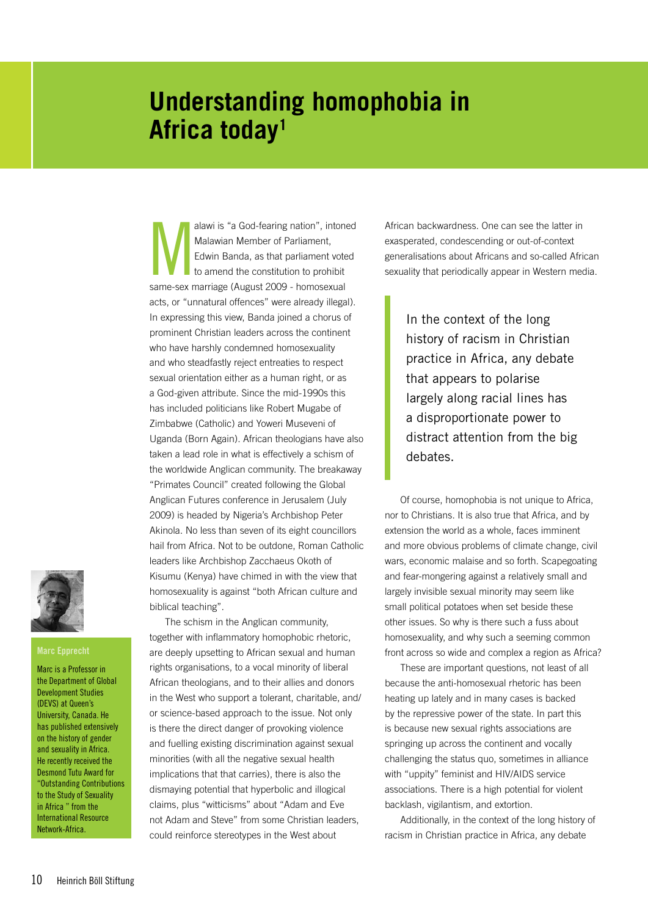# Understanding homophobia in Africa today[1]

Malawi is "a God-fearing nation", intoned Malawian Member of Parliament, Edwin Banda, as that parliament voted to amend the constitution to prohibit same-sex marriage (August 2009 - homosexual acts, or "unnatural offences" were already illegal). In expressing this view, Banda joined a chorus of prominent Christian leaders across the continent who have harshly condemned homosexuality and who steadfastly reject entreaties to respect sexual orientation either as a human right, or as a God-given attribute. Since the mid-1990s this has included politicians like Robert Mugabe of Zimbabwe (Catholic) and Yoweri Museveni of Uganda (Born Again). African theologians have also taken a lead role in what is effectively a schism of the worldwide Anglican community. The breakaway "Primates Council" created following the Global Anglican Futures conference in Jerusalem (July 2009) is headed by Nigeria's Archbishop Peter Akinola. No less than seven of its eight councillors hail from Africa. Not to be outdone, Roman Catholic leaders like Archbishop Zacchaeus Okoth of Kisumu (Kenya) have chimed in with the view that homosexuality is against "both African culture and biblical teaching".

The schism in the Anglican community, together with inflammatory homophobic rhetoric, are deeply upsetting to African sexual and human rights organisations, to a vocal minority of liberal African theologians, and to their allies and donors in the West who support a tolerant, charitable, and/or science-based approach to the issue. Not only is there the direct danger of provoking violence and fuelling existing discrimination against sexual minorities (with all the negative sexual health implications that that carries), there is also the dismaying potential that hyperbolic and illogical claims, plus "witticisms" about "Adam and Eve not Adam and Steve" from some Christian leaders, could reinforce stereotypes in the West about African backwardness. One can see the latter in exasperated, condescending or out-of-context generalisations about Africans and so-called African sexuality that periodically appear in Western media.

> In the context of the long history of racism in Christian practice in Africa, any debate that appears to polarise largely along racial lines has a disproportionate power to distract attention from the big debates.

Of course, homophobia is not unique to Africa, nor to Christians. It is also true that Africa, and by extension the world as a whole, faces imminent and more obvious problems of climate change, civil wars, economic malaise and so forth. Scapegoating and fear-mongering against a relatively small and largely invisible sexual minority may seem like small political potatoes when set beside these other issues. So why is there such a fuss about homosexuality, and why such a seeming common front across so wide and complex a region as Africa?

These are important questions, not least of all because the anti-homosexual rhetoric has been heating up lately and in many cases is backed by the repressive power of the state. In part this is because new sexual rights associations are springing up across the continent and vocally challenging the status quo, sometimes in alliance with "uppity" feminist and HIV/AIDS service associations. There is a high potential for violent backlash, vigilantism, and extortion.

Additionally, in the context of the long history of racism in Christian practice in Africa, any debate

**Marc Epprecht**

Marc is a Professor in the Department of Global Development Studies (DEVS) at Queen's University, Canada. He has published extensively on the history of gender and sexuality in Africa. He recently received the Desmond Tutu Award for "Outstanding Contributions to the Study of Sexuality in Africa " from the International Resource Network-Africa.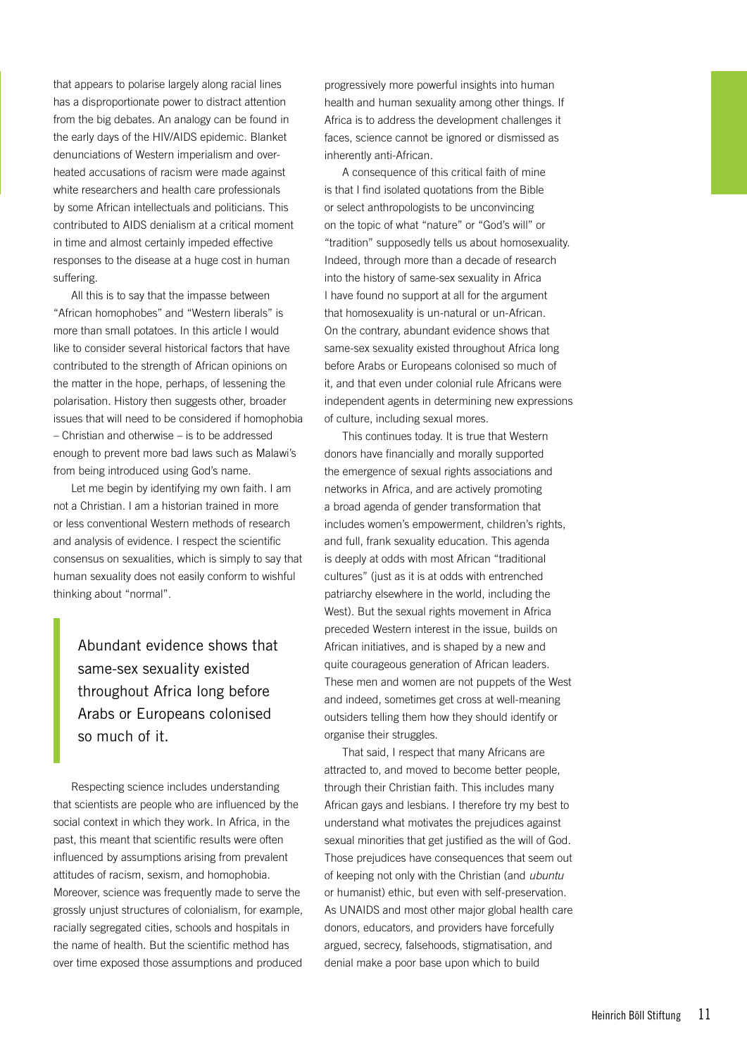that appears to polarise largely along racial lines has a disproportionate power to distract attention from the big debates. An analogy can be found in the early days of the HIV/AIDS epidemic. Blanket denunciations of Western imperialism and over-heated accusations of racism were made against white researchers and health care professionals by some African intellectuals and politicians. This contributed to AIDS denialism at a critical moment in time and almost certainly impeded effective responses to the disease at a huge cost in human suffering.

All this is to say that the impasse between "African homophobes" and "Western liberals" is more than small potatoes. In this article I would like to consider several historical factors that have contributed to the strength of African opinions on the matter in the hope, perhaps, of lessening the polarisation. History then suggests other, broader issues that will need to be considered if homophobia – Christian and otherwise – is to be addressed enough to prevent more bad laws such as Malawi's from being introduced using God's name.

Let me begin by identifying my own faith. I am not a Christian. I am a historian trained in more or less conventional Western methods of research and analysis of evidence. I respect the scientific consensus on sexualities, which is simply to say that human sexuality does not easily conform to wishful thinking about "normal".

> Abundant evidence shows that same-sex sexuality existed throughout Africa long before Arabs or Europeans colonised so much of it.

Respecting science includes understanding that scientists are people who are influenced by the social context in which they work. In Africa, in the past, this meant that scientific results were often influenced by assumptions arising from prevalent attitudes of racism, sexism, and homophobia. Moreover, science was frequently made to serve the grossly unjust structures of colonialism, for example, racially segregated cities, schools and hospitals in the name of health. But the scientific method has over time exposed those assumptions and produced progressively more powerful insights into human health and human sexuality among other things. If Africa is to address the development challenges it faces, science cannot be ignored or dismissed as inherently anti-African.

A consequence of this critical faith of mine is that I find isolated quotations from the Bible or select anthropologists to be unconvincing on the topic of what "nature" or "God's will" or "tradition" supposedly tells us about homosexuality. Indeed, through more than a decade of research into the history of same-sex sexuality in Africa I have found no support at all for the argument that homosexuality is un-natural or un-African. On the contrary, abundant evidence shows that same-sex sexuality existed throughout Africa long before Arabs or Europeans colonised so much of it, and that even under colonial rule Africans were independent agents in determining new expressions of culture, including sexual mores.

This continues today. It is true that Western donors have financially and morally supported the emergence of sexual rights associations and networks in Africa, and are actively promoting a broad agenda of gender transformation that includes women's empowerment, children's rights, and full, frank sexuality education. This agenda is deeply at odds with most African "traditional cultures" (just as it is at odds with entrenched patriarchy elsewhere in the world, including the West). But the sexual rights movement in Africa preceded Western interest in the issue, builds on African initiatives, and is shaped by a new and quite courageous generation of African leaders. These men and women are not puppets of the West and indeed, sometimes get cross at well-meaning outsiders telling them how they should identify or organise their struggles.

That said, I respect that many Africans are attracted to, and moved to become better people, through their Christian faith. This includes many African gays and lesbians. I therefore try my best to understand what motivates the prejudices against sexual minorities that get justified as the will of God. Those prejudices have consequences that seem out of keeping not only with the Christian (and *ubuntu* or humanist) ethic, but even with self-preservation. As UNAIDS and most other major global health care donors, educators, and providers have forcefully argued, secrecy, falsehoods, stigmatisation, and denial make a poor base upon which to build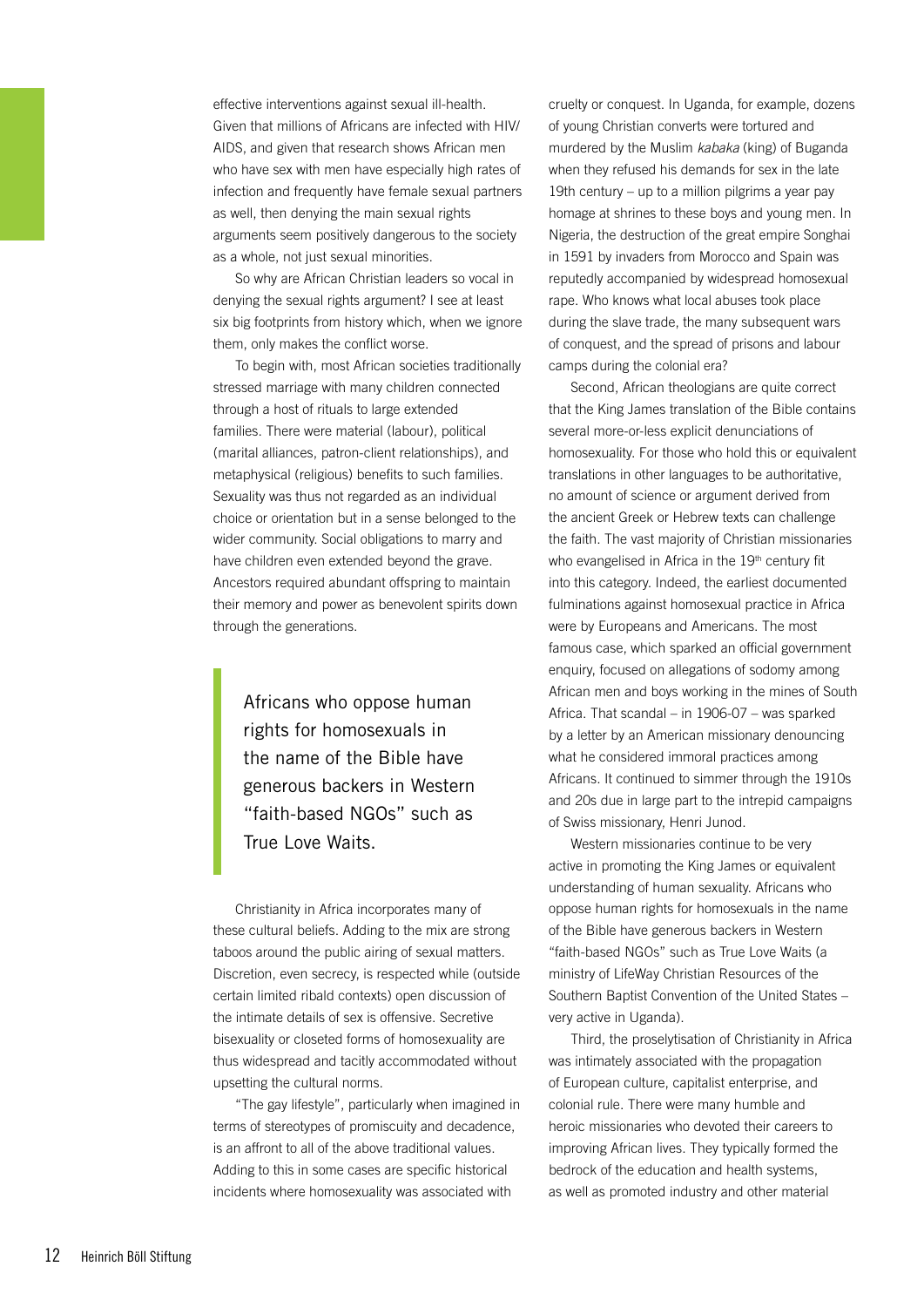effective interventions against sexual ill-health. Given that millions of Africans are infected with HIV/AIDS, and given that research shows African men who have sex with men have especially high rates of infection and frequently have female sexual partners as well, then denying the main sexual rights arguments seem positively dangerous to the society as a whole, not just sexual minorities.

So why are African Christian leaders so vocal in denying the sexual rights argument? I see at least six big footprints from history which, when we ignore them, only makes the conflict worse.

To begin with, most African societies traditionally stressed marriage with many children connected through a host of rituals to large extended families. There were material (labour), political (marital alliances, patron-client relationships), and metaphysical (religious) benefits to such families. Sexuality was thus not regarded as an individual choice or orientation but in a sense belonged to the wider community. Social obligations to marry and have children even extended beyond the grave. Ancestors required abundant offspring to maintain their memory and power as benevolent spirits down through the generations.

> Africans who oppose human rights for homosexuals in the name of the Bible have generous backers in Western "faith-based NGOs" such as True Love Waits.

Christianity in Africa incorporates many of these cultural beliefs. Adding to the mix are strong taboos around the public airing of sexual matters. Discretion, even secrecy, is respected while (outside certain limited ribald contexts) open discussion of the intimate details of sex is offensive. Secretive bisexuality or closeted forms of homosexuality are thus widespread and tacitly accommodated without upsetting the cultural norms.

"The gay lifestyle", particularly when imagined in terms of stereotypes of promiscuity and decadence, is an affront to all of the above traditional values. Adding to this in some cases are specific historical incidents where homosexuality was associated with cruelty or conquest. In Uganda, for example, dozens of young Christian converts were tortured and murdered by the Muslim *kabaka* (king) of Buganda when they refused his demands for sex in the late 19th century – up to a million pilgrims a year pay homage at shrines to these boys and young men. In Nigeria, the destruction of the great empire Songhai in 1591 by invaders from Morocco and Spain was reputedly accompanied by widespread homosexual rape. Who knows what local abuses took place during the slave trade, the many subsequent wars of conquest, and the spread of prisons and labour camps during the colonial era?

Second, African theologians are quite correct that the King James translation of the Bible contains several more-or-less explicit denunciations of homosexuality. For those who hold this or equivalent translations in other languages to be authoritative, no amount of science or argument derived from the ancient Greek or Hebrew texts can challenge the faith. The vast majority of Christian missionaries who evangelised in Africa in the 19th century fit into this category. Indeed, the earliest documented fulminations against homosexual practice in Africa were by Europeans and Americans. The most famous case, which sparked an official government enquiry, focused on allegations of sodomy among African men and boys working in the mines of South Africa. That scandal – in 1906-07 – was sparked by a letter by an American missionary denouncing what he considered immoral practices among Africans. It continued to simmer through the 1910s and 20s due in large part to the intrepid campaigns of Swiss missionary, Henri Junod.

Western missionaries continue to be very active in promoting the King James or equivalent understanding of human sexuality. Africans who oppose human rights for homosexuals in the name of the Bible have generous backers in Western "faith-based NGOs" such as True Love Waits (a ministry of LifeWay Christian Resources of the Southern Baptist Convention of the United States – very active in Uganda).

Third, the proselytisation of Christianity in Africa was intimately associated with the propagation of European culture, capitalist enterprise, and colonial rule. There were many humble and heroic missionaries who devoted their careers to improving African lives. They typically formed the bedrock of the education and health systems, as well as promoted industry and other material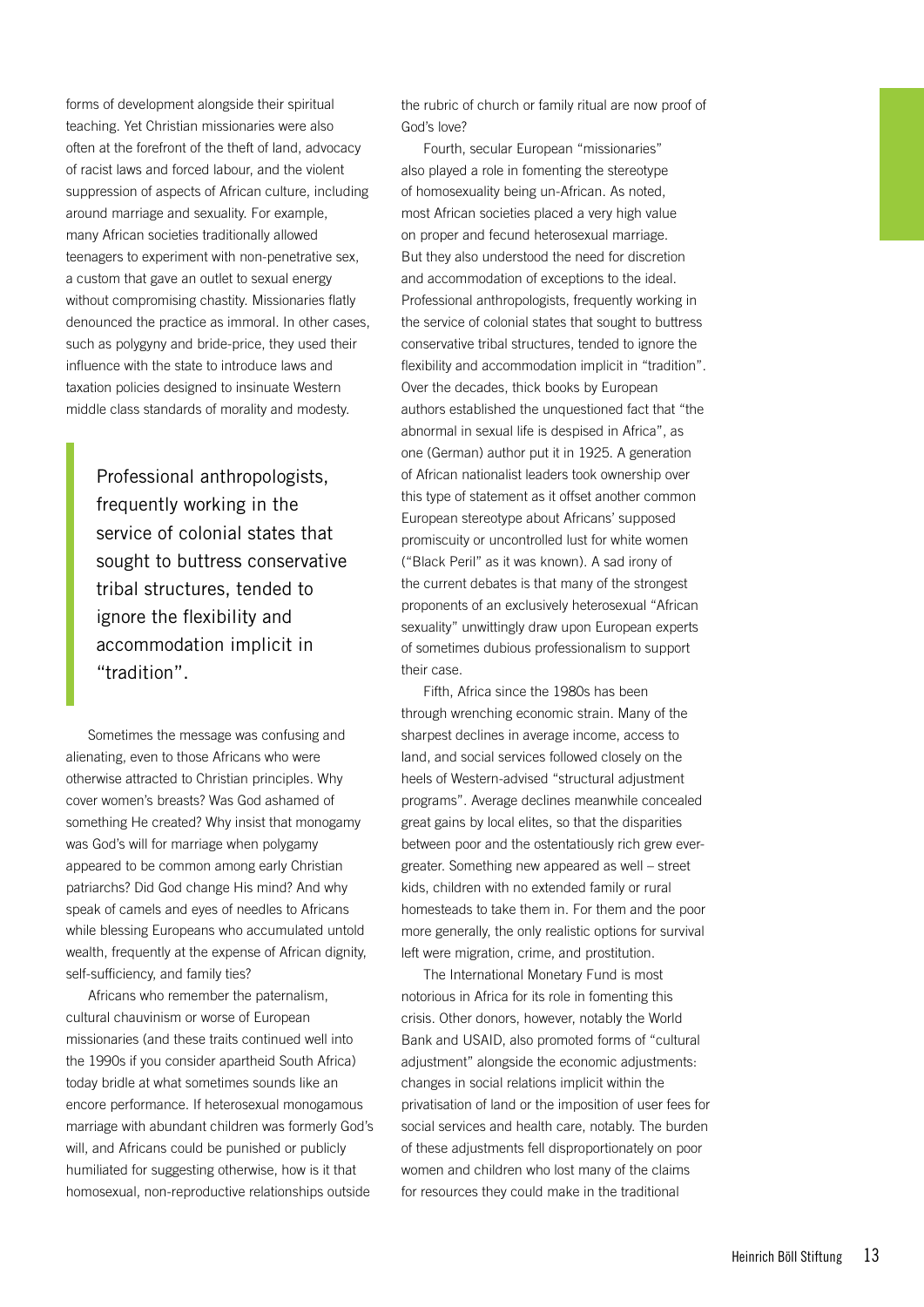forms of development alongside their spiritual teaching. Yet Christian missionaries were also often at the forefront of the theft of land, advocacy of racist laws and forced labour, and the violent suppression of aspects of African culture, including around marriage and sexuality. For example, many African societies traditionally allowed teenagers to experiment with non-penetrative sex, a custom that gave an outlet to sexual energy without compromising chastity. Missionaries flatly denounced the practice as immoral. In other cases, such as polygyny and bride-price, they used their influence with the state to introduce laws and taxation policies designed to insinuate Western middle class standards of morality and modesty.

> Professional anthropologists, frequently working in the service of colonial states that sought to buttress conservative tribal structures, tended to ignore the flexibility and accommodation implicit in "tradition".

Sometimes the message was confusing and alienating, even to those Africans who were otherwise attracted to Christian principles. Why cover women's breasts? Was God ashamed of something He created? Why insist that monogamy was God's will for marriage when polygamy appeared to be common among early Christian patriarchs? Did God change His mind? And why speak of camels and eyes of needles to Africans while blessing Europeans who accumulated untold wealth, frequently at the expense of African dignity, self-sufficiency, and family ties?

Africans who remember the paternalism, cultural chauvinism or worse of European missionaries (and these traits continued well into the 1990s if you consider apartheid South Africa) today bridle at what sometimes sounds like an encore performance. If heterosexual monogamous marriage with abundant children was formerly God's will, and Africans could be punished or publicly humiliated for suggesting otherwise, how is it that homosexual, non-reproductive relationships outside the rubric of church or family ritual are now proof of God's love?

Fourth, secular European "missionaries" also played a role in fomenting the stereotype of homosexuality being un-African. As noted, most African societies placed a very high value on proper and fecund heterosexual marriage. But they also understood the need for discretion and accommodation of exceptions to the ideal. Professional anthropologists, frequently working in the service of colonial states that sought to buttress conservative tribal structures, tended to ignore the flexibility and accommodation implicit in "tradition". Over the decades, thick books by European authors established the unquestioned fact that "the abnormal in sexual life is despised in Africa", as one (German) author put it in 1925. A generation of African nationalist leaders took ownership over this type of statement as it offset another common European stereotype about Africans' supposed promiscuity or uncontrolled lust for white women ("Black Peril" as it was known). A sad irony of the current debates is that many of the strongest proponents of an exclusively heterosexual "African sexuality" unwittingly draw upon European experts of sometimes dubious professionalism to support their case.

Fifth, Africa since the 1980s has been through wrenching economic strain. Many of the sharpest declines in average income, access to land, and social services followed closely on the heels of Western-advised "structural adjustment programs". Average declines meanwhile concealed great gains by local elites, so that the disparities between poor and the ostentatiously rich grew ever-greater. Something new appeared as well – street kids, children with no extended family or rural homesteads to take them in. For them and the poor more generally, the only realistic options for survival left were migration, crime, and prostitution.

The International Monetary Fund is most notorious in Africa for its role in fomenting this crisis. Other donors, however, notably the World Bank and USAID, also promoted forms of "cultural adjustment" alongside the economic adjustments: changes in social relations implicit within the privatisation of land or the imposition of user fees for social services and health care, notably. The burden of these adjustments fell disproportionately on poor women and children who lost many of the claims for resources they could make in the traditional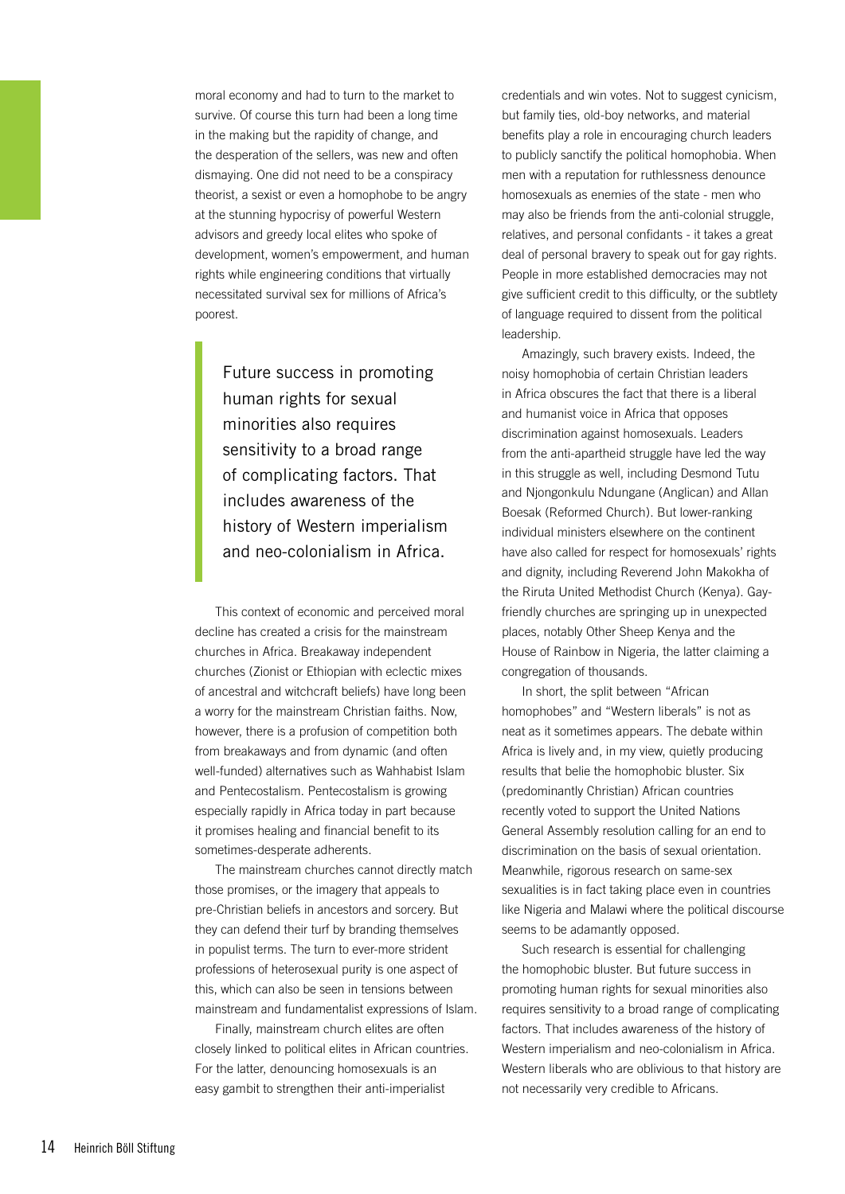moral economy and had to turn to the market to survive. Of course this turn had been a long time in the making but the rapidity of change, and the desperation of the sellers, was new and often dismaying. One did not need to be a conspiracy theorist, a sexist or even a homophobe to be angry at the stunning hypocrisy of powerful Western advisors and greedy local elites who spoke of development, women's empowerment, and human rights while engineering conditions that virtually necessitated survival sex for millions of Africa's poorest.

> Future success in promoting human rights for sexual minorities also requires sensitivity to a broad range of complicating factors. That includes awareness of the history of Western imperialism and neo-colonialism in Africa.

This context of economic and perceived moral decline has created a crisis for the mainstream churches in Africa. Breakaway independent churches (Zionist or Ethiopian with eclectic mixes of ancestral and witchcraft beliefs) have long been a worry for the mainstream Christian faiths. Now, however, there is a profusion of competition both from breakaways and from dynamic (and often well-funded) alternatives such as Wahhabist Islam and Pentecostalism. Pentecostalism is growing especially rapidly in Africa today in part because it promises healing and financial benefit to its sometimes-desperate adherents.

The mainstream churches cannot directly match those promises, or the imagery that appeals to pre-Christian beliefs in ancestors and sorcery. But they can defend their turf by branding themselves in populist terms. The turn to ever-more strident professions of heterosexual purity is one aspect of this, which can also be seen in tensions between mainstream and fundamentalist expressions of Islam.

Finally, mainstream church elites are often closely linked to political elites in African countries. For the latter, denouncing homosexuals is an easy gambit to strengthen their anti-imperialist credentials and win votes. Not to suggest cynicism, but family ties, old-boy networks, and material benefits play a role in encouraging church leaders to publicly sanctify the political homophobia. When men with a reputation for ruthlessness denounce homosexuals as enemies of the state - men who may also be friends from the anti-colonial struggle, relatives, and personal confidants - it takes a great deal of personal bravery to speak out for gay rights. People in more established democracies may not give sufficient credit to this difficulty, or the subtlety of language required to dissent from the political leadership.

Amazingly, such bravery exists. Indeed, the noisy homophobia of certain Christian leaders in Africa obscures the fact that there is a liberal and humanist voice in Africa that opposes discrimination against homosexuals. Leaders from the anti-apartheid struggle have led the way in this struggle as well, including Desmond Tutu and Njongonkulu Ndungane (Anglican) and Allan Boesak (Reformed Church). But lower-ranking individual ministers elsewhere on the continent have also called for respect for homosexuals' rights and dignity, including Reverend John Makokha of the Riruta United Methodist Church (Kenya). Gay-friendly churches are springing up in unexpected places, notably Other Sheep Kenya and the House of Rainbow in Nigeria, the latter claiming a congregation of thousands.

In short, the split between "African homophobes" and "Western liberals" is not as neat as it sometimes appears. The debate within Africa is lively and, in my view, quietly producing results that belie the homophobic bluster. Six (predominantly Christian) African countries recently voted to support the United Nations General Assembly resolution calling for an end to discrimination on the basis of sexual orientation. Meanwhile, rigorous research on same-sex sexualities is in fact taking place even in countries like Nigeria and Malawi where the political discourse seems to be adamantly opposed.

Such research is essential for challenging the homophobic bluster. But future success in promoting human rights for sexual minorities also requires sensitivity to a broad range of complicating factors. That includes awareness of the history of Western imperialism and neo-colonialism in Africa. Western liberals who are oblivious to that history are not necessarily very credible to Africans.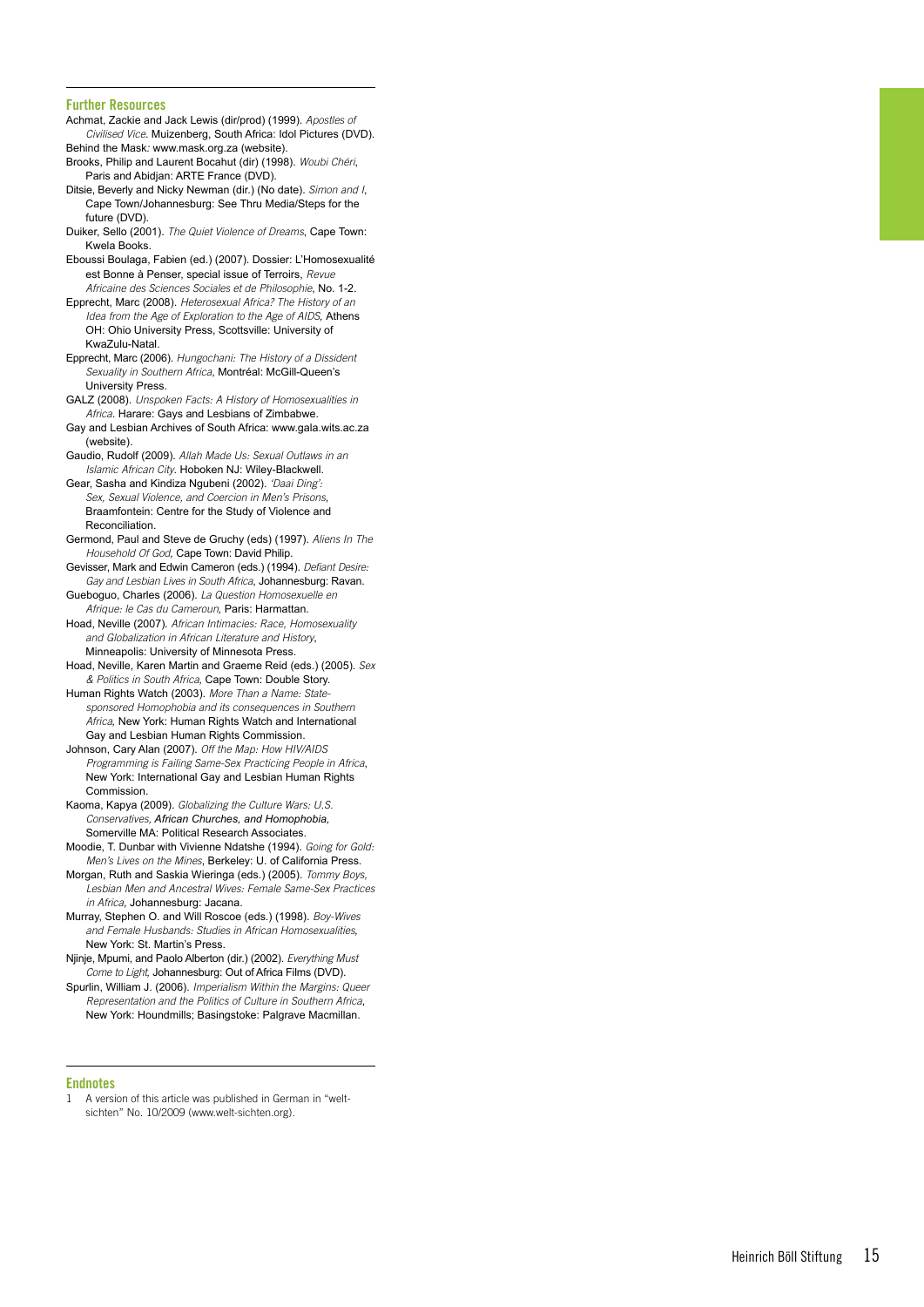## Further Resources

Achmat, Zackie and Jack Lewis (dir/prod) (1999). *Apostles of Civilised Vice*. Muizenberg, South Africa: Idol Pictures (DVD).

Behind the Mask: www.mask.org.za (website).

Brooks, Philip and Laurent Bocahut (dir) (1998). *Woubi Chéri*, Paris and Abidjan: ARTE France (DVD).

Ditsie, Beverly and Nicky Newman (dir.) (No date). *Simon and I*, Cape Town/Johannesburg: See Thru Media/Steps for the future (DVD).

Duiker, Sello (2001). *The Quiet Violence of Dreams*, Cape Town: Kwela Books.

Eboussi Boulaga, Fabien (ed.) (2007). Dossier: L'Homosexualité est Bonne à Penser, special issue of Terroirs, *Revue Africaine des Sciences Sociales et de Philosophie*, No. 1-2.

Epprecht, Marc (2008). *Heterosexual Africa? The History of an Idea from the Age of Exploration to the Age of AIDS*, Athens OH: Ohio University Press, Scottsville: University of KwaZulu-Natal.

Epprecht, Marc (2006). *Hungochani: The History of a Dissident Sexuality in Southern Africa*, Montréal: McGill-Queen's University Press.

GALZ (2008). *Unspoken Facts: A History of Homosexualities in Africa*. Harare: Gays and Lesbians of Zimbabwe.

Gay and Lesbian Archives of South Africa: www.gala.wits.ac.za (website).

Gaudio, Rudolf (2009). *Allah Made Us: Sexual Outlaws in an Islamic African City*. Hoboken NJ: Wiley-Blackwell.

Gear, Sasha and Kindiza Ngubeni (2002). *'Daai Ding': Sex, Sexual Violence, and Coercion in Men's Prisons*, Braamfontein: Centre for the Study of Violence and Reconciliation.

Germond, Paul and Steve de Gruchy (eds) (1997). *Aliens In The Household Of God*, Cape Town: David Philip.

Gevisser, Mark and Edwin Cameron (eds.) (1994). *Defiant Desire: Gay and Lesbian Lives in South Africa*, Johannesburg: Ravan.

Gueboguo, Charles (2006). *La Question Homosexuelle en Afrique: le Cas du Cameroun*, Paris: Harmattan.

Hoad, Neville (2007). *African Intimacies: Race, Homosexuality and Globalization in African Literature and History*, Minneapolis: University of Minnesota Press.

Hoad, Neville, Karen Martin and Graeme Reid (eds.) (2005). *Sex & Politics in South Africa*, Cape Town: Double Story.

Human Rights Watch (2003). *More Than a Name: State-sponsored Homophobia and its consequences in Southern Africa*, New York: Human Rights Watch and International Gay and Lesbian Human Rights Commission.

Johnson, Cary Alan (2007). *Off the Map: How HIV/AIDS Programming is Failing Same-Sex Practicing People in Africa*, New York: International Gay and Lesbian Human Rights Commission.

Kaoma, Kapya (2009). *Globalizing the Culture Wars: U.S. Conservatives, African Churches, and Homophobia*, Somerville MA: Political Research Associates.

Moodie, T. Dunbar with Vivienne Ndatshe (1994). *Going for Gold: Men's Lives on the Mines*, Berkeley: U. of California Press.

Morgan, Ruth and Saskia Wieringa (eds.) (2005). *Tommy Boys, Lesbian Men and Ancestral Wives: Female Same-Sex Practices in Africa*, Johannesburg: Jacana.

Murray, Stephen O. and Will Roscoe (eds.) (1998). *Boy-Wives and Female Husbands: Studies in African Homosexualities*, New York: St. Martin's Press.

Njinje, Mpumi, and Paolo Alberton (dir.) (2002). *Everything Must Come to Light*, Johannesburg: Out of Africa Films (DVD).

Spurlin, William J. (2006). *Imperialism Within the Margins: Queer Representation and the Politics of Culture in Southern Africa*, New York: Houndmills; Basingstoke: Palgrave Macmillan.

## Endnotes

1 A version of this article was published in German in "welt-sichten" No. 10/2009 (www.welt-sichten.org).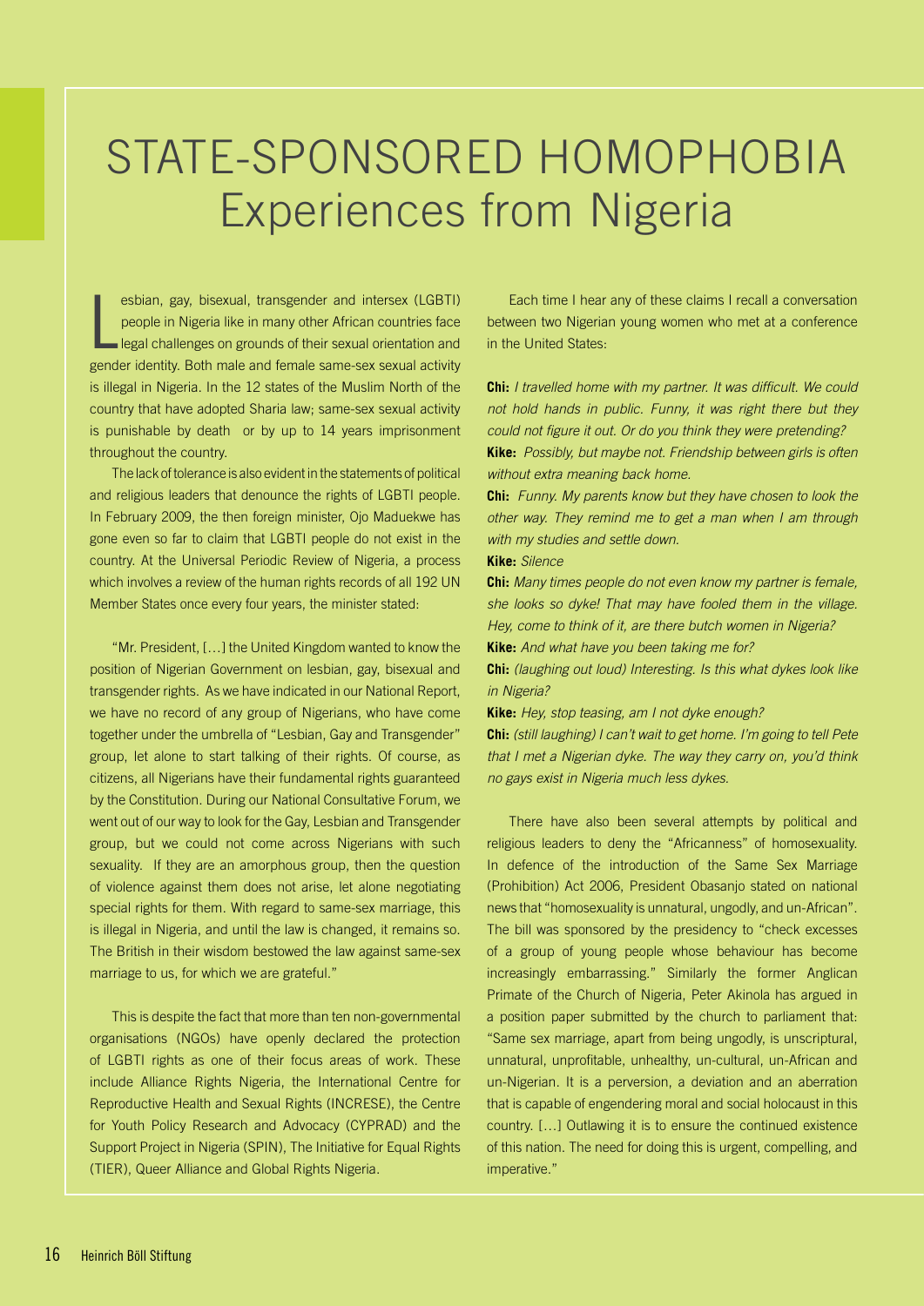# STATE-SPONSORED HOMOPHOBIA
## Experiences from Nigeria

Lesbian, gay, bisexual, transgender and intersex (LGBTI) people in Nigeria like in many other African countries face legal challenges on grounds of their sexual orientation and gender identity. Both male and female same-sex sexual activity is illegal in Nigeria. In the 12 states of the Muslim North of the country that have adopted Sharia law; same-sex sexual activity is punishable by death or by up to 14 years imprisonment throughout the country.

The lack of tolerance is also evident in the statements of political and religious leaders that denounce the rights of LGBTI people. In February 2009, the then foreign minister, Ojo Maduekwe has gone even so far to claim that LGBTI people do not exist in the country. At the Universal Periodic Review of Nigeria, a process which involves a review of the human rights records of all 192 UN Member States once every four years, the minister stated:

"Mr. President, […] the United Kingdom wanted to know the position of Nigerian Government on lesbian, gay, bisexual and transgender rights. As we have indicated in our National Report, we have no record of any group of Nigerians, who have come together under the umbrella of "Lesbian, Gay and Transgender" group, let alone to start talking of their rights. Of course, as citizens, all Nigerians have their fundamental rights guaranteed by the Constitution. During our National Consultative Forum, we went out of our way to look for the Gay, Lesbian and Transgender group, but we could not come across Nigerians with such sexuality. If they are an amorphous group, then the question of violence against them does not arise, let alone negotiating special rights for them. With regard to same-sex marriage, this is illegal in Nigeria, and until the law is changed, it remains so. The British in their wisdom bestowed the law against same-sex marriage to us, for which we are grateful."

This is despite the fact that more than ten non-governmental organisations (NGOs) have openly declared the protection of LGBTI rights as one of their focus areas of work. These include Alliance Rights Nigeria, the International Centre for Reproductive Health and Sexual Rights (INCRESE), the Centre for Youth Policy Research and Advocacy (CYPRAD) and the Support Project in Nigeria (SPIN), The Initiative for Equal Rights (TIER), Queer Alliance and Global Rights Nigeria.

Each time I hear any of these claims I recall a conversation between two Nigerian young women who met at a conference in the United States:

**Chi:** *I travelled home with my partner. It was difficult. We could not hold hands in public. Funny, it was right there but they could not figure it out. Or do you think they were pretending?*
**Kike:** *Possibly, but maybe not. Friendship between girls is often without extra meaning back home.*
**Chi:** *Funny. My parents know but they have chosen to look the other way. They remind me to get a man when I am through with my studies and settle down.*
**Kike:** *Silence*
**Chi:** *Many times people do not even know my partner is female, she looks so dyke! That may have fooled them in the village. Hey, come to think of it, are there butch women in Nigeria?*
**Kike:** *And what have you been taking me for?*
**Chi:** *(laughing out loud) Interesting. Is this what dykes look like in Nigeria?*
**Kike:** *Hey, stop teasing, am I not dyke enough?*
**Chi:** *(still laughing) I can't wait to get home. I'm going to tell Pete that I met a Nigerian dyke. The way they carry on, you'd think no gays exist in Nigeria much less dykes.*

There have also been several attempts by political and religious leaders to deny the "Africanness" of homosexuality. In defence of the introduction of the Same Sex Marriage (Prohibition) Act 2006, President Obasanjo stated on national news that "homosexuality is unnatural, ungodly, and un-African". The bill was sponsored by the presidency to "check excesses of a group of young people whose behaviour has become increasingly embarrassing." Similarly the former Anglican Primate of the Church of Nigeria, Peter Akinola has argued in a position paper submitted by the church to parliament that: "Same sex marriage, apart from being ungodly, is unscriptural, unnatural, unprofitable, unhealthy, un-cultural, un-African and un-Nigerian. It is a perversion, a deviation and an aberration that is capable of engendering moral and social holocaust in this country. […] Outlawing it is to ensure the continued existence of this nation. The need for doing this is urgent, compelling, and imperative."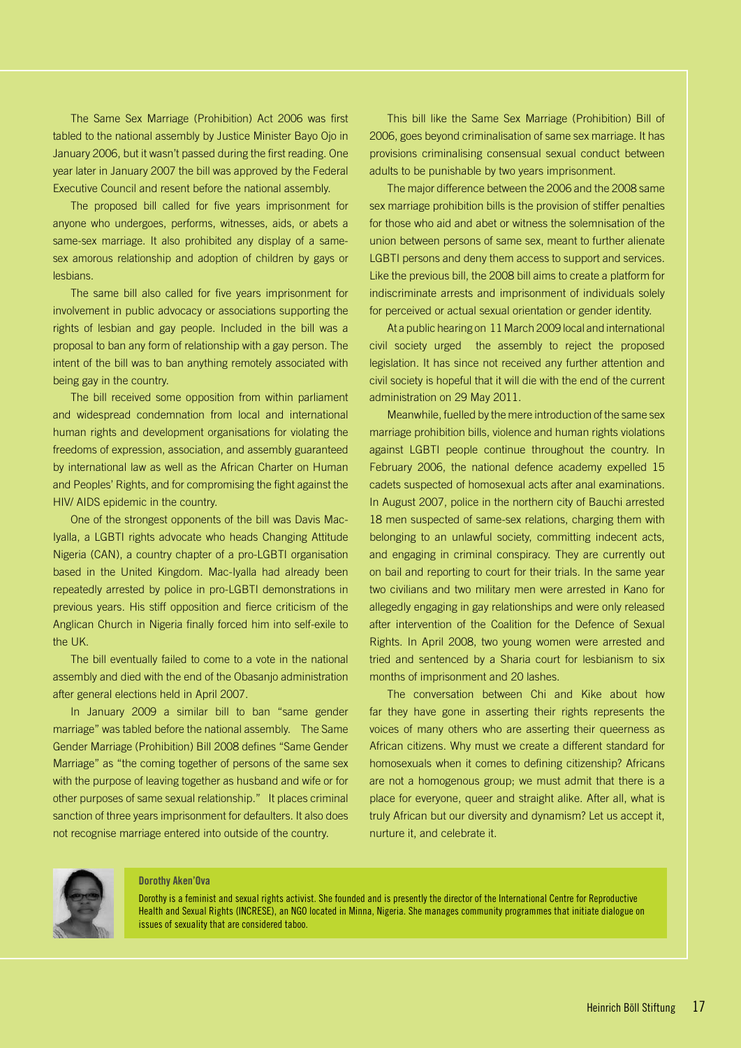The Same Sex Marriage (Prohibition) Act 2006 was first tabled to the national assembly by Justice Minister Bayo Ojo in January 2006, but it wasn't passed during the first reading. One year later in January 2007 the bill was approved by the Federal Executive Council and resent before the national assembly.

The proposed bill called for five years imprisonment for anyone who undergoes, performs, witnesses, aids, or abets a same-sex marriage. It also prohibited any display of a same-sex amorous relationship and adoption of children by gays or lesbians.

The same bill also called for five years imprisonment for involvement in public advocacy or associations supporting the rights of lesbian and gay people. Included in the bill was a proposal to ban any form of relationship with a gay person. The intent of the bill was to ban anything remotely associated with being gay in the country.

The bill received some opposition from within parliament and widespread condemnation from local and international human rights and development organisations for violating the freedoms of expression, association, and assembly guaranteed by international law as well as the African Charter on Human and Peoples' Rights, and for compromising the fight against the HIV/ AIDS epidemic in the country.

One of the strongest opponents of the bill was Davis Mac-Iyalla, a LGBTI rights advocate who heads Changing Attitude Nigeria (CAN), a country chapter of a pro-LGBTI organisation based in the United Kingdom. Mac-Iyalla had already been repeatedly arrested by police in pro-LGBTI demonstrations in previous years. His stiff opposition and fierce criticism of the Anglican Church in Nigeria finally forced him into self-exile to the UK.

The bill eventually failed to come to a vote in the national assembly and died with the end of the Obasanjo administration after general elections held in April 2007.

In January 2009 a similar bill to ban "same gender marriage" was tabled before the national assembly. The Same Gender Marriage (Prohibition) Bill 2008 defines "Same Gender Marriage" as "the coming together of persons of the same sex with the purpose of leaving together as husband and wife or for other purposes of same sexual relationship." It places criminal sanction of three years imprisonment for defaulters. It also does not recognise marriage entered into outside of the country.

This bill like the Same Sex Marriage (Prohibition) Bill of 2006, goes beyond criminalisation of same sex marriage. It has provisions criminalising consensual sexual conduct between adults to be punishable by two years imprisonment.

The major difference between the 2006 and the 2008 same sex marriage prohibition bills is the provision of stiffer penalties for those who aid and abet or witness the solemnisation of the union between persons of same sex, meant to further alienate LGBTI persons and deny them access to support and services. Like the previous bill, the 2008 bill aims to create a platform for indiscriminate arrests and imprisonment of individuals solely for perceived or actual sexual orientation or gender identity.

At a public hearing on 11 March 2009 local and international civil society urged the assembly to reject the proposed legislation. It has since not received any further attention and civil society is hopeful that it will die with the end of the current administration on 29 May 2011.

Meanwhile, fuelled by the mere introduction of the same sex marriage prohibition bills, violence and human rights violations against LGBTI people continue throughout the country. In February 2006, the national defence academy expelled 15 cadets suspected of homosexual acts after anal examinations. In August 2007, police in the northern city of Bauchi arrested 18 men suspected of same-sex relations, charging them with belonging to an unlawful society, committing indecent acts, and engaging in criminal conspiracy. They are currently out on bail and reporting to court for their trials. In the same year two civilians and two military men were arrested in Kano for allegedly engaging in gay relationships and were only released after intervention of the Coalition for the Defence of Sexual Rights. In April 2008, two young women were arrested and tried and sentenced by a Sharia court for lesbianism to six months of imprisonment and 20 lashes.

The conversation between Chi and Kike about how far they have gone in asserting their rights represents the voices of many others who are asserting their queerness as African citizens. Why must we create a different standard for homosexuals when it comes to defining citizenship? Africans are not a homogenous group; we must admit that there is a place for everyone, queer and straight alike. After all, what is truly African but our diversity and dynamism? Let us accept it, nurture it, and celebrate it.

**Dorothy Aken'Ova**

Dorothy is a feminist and sexual rights activist. She founded and is presently the director of the International Centre for Reproductive Health and Sexual Rights (INCRESE), an NGO located in Minna, Nigeria. She manages community programmes that initiate dialogue on issues of sexuality that are considered taboo.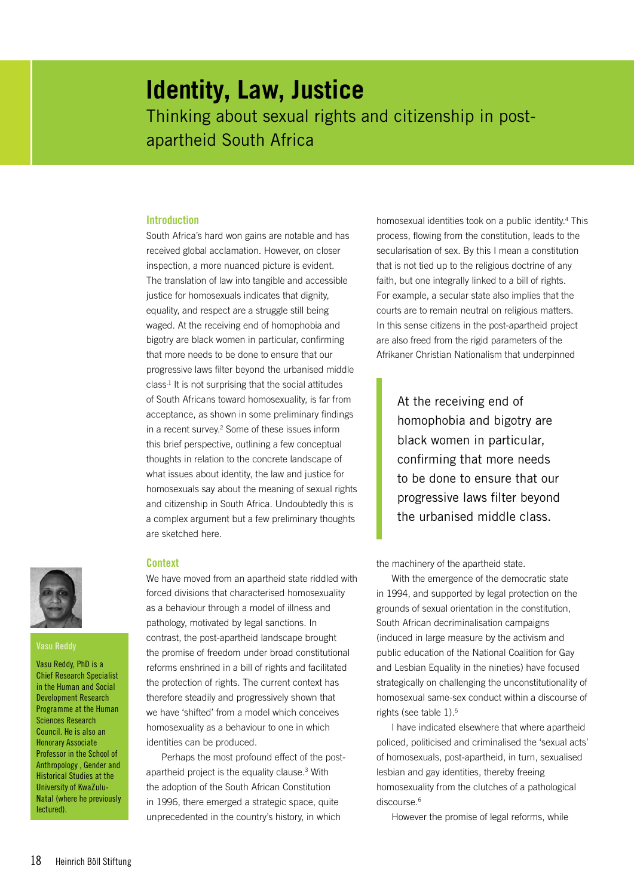# Identity, Law, Justice

## Thinking about sexual rights and citizenship in post-apartheid South Africa

### Introduction

South Africa's hard won gains are notable and has received global acclamation. However, on closer inspection, a more nuanced picture is evident. The translation of law into tangible and accessible justice for homosexuals indicates that dignity, equality, and respect are a struggle still being waged. At the receiving end of homophobia and bigotry are black women in particular, confirming that more needs to be done to ensure that our progressive laws filter beyond the urbanised middle class.[1] It is not surprising that the social attitudes of South Africans toward homosexuality, is far from acceptance, as shown in some preliminary findings in a recent survey.[2] Some of these issues inform this brief perspective, outlining a few conceptual thoughts in relation to the concrete landscape of what issues about identity, the law and justice for homosexuals say about the meaning of sexual rights and citizenship in South Africa. Undoubtedly this is a complex argument but a few preliminary thoughts are sketched here.

### Context

We have moved from an apartheid state riddled with forced divisions that characterised homosexuality as a behaviour through a model of illness and pathology, motivated by legal sanctions. In contrast, the post-apartheid landscape brought the promise of freedom under broad constitutional reforms enshrined in a bill of rights and facilitated the protection of rights. The current context has therefore steadily and progressively shown that we have 'shifted' from a model which conceives homosexuality as a behaviour to one in which identities can be produced.

Perhaps the most profound effect of the post-apartheid project is the equality clause.[3] With the adoption of the South African Constitution in 1996, there emerged a strategic space, quite unprecedented in the country's history, in which homosexual identities took on a public identity.[4] This process, flowing from the constitution, leads to the secularisation of sex. By this I mean a constitution that is not tied up to the religious doctrine of any faith, but one integrally linked to a bill of rights. For example, a secular state also implies that the courts are to remain neutral on religious matters. In this sense citizens in the post-apartheid project are also freed from the rigid parameters of the Afrikaner Christian Nationalism that underpinned the machinery of the apartheid state.

> At the receiving end of homophobia and bigotry are black women in particular, confirming that more needs to be done to ensure that our progressive laws filter beyond the urbanised middle class.

With the emergence of the democratic state in 1994, and supported by legal protection on the grounds of sexual orientation in the constitution, South African decriminalisation campaigns (induced in large measure by the activism and public education of the National Coalition for Gay and Lesbian Equality in the nineties) have focused strategically on challenging the unconstitutionality of homosexual same-sex conduct within a discourse of rights (see table 1).[5]

I have indicated elsewhere that where apartheid policed, politicised and criminalised the 'sexual acts' of homosexuals, post-apartheid, in turn, sexualised lesbian and gay identities, thereby freeing homosexuality from the clutches of a pathological discourse.[6]

However the promise of legal reforms, while

**Vasu Reddy**

Vasu Reddy, PhD is a Chief Research Specialist in the Human and Social Development Research Programme at the Human Sciences Research Council. He is also an Honorary Associate Professor in the School of Anthropology , Gender and Historical Studies at the University of KwaZulu-Natal (where he previously lectured).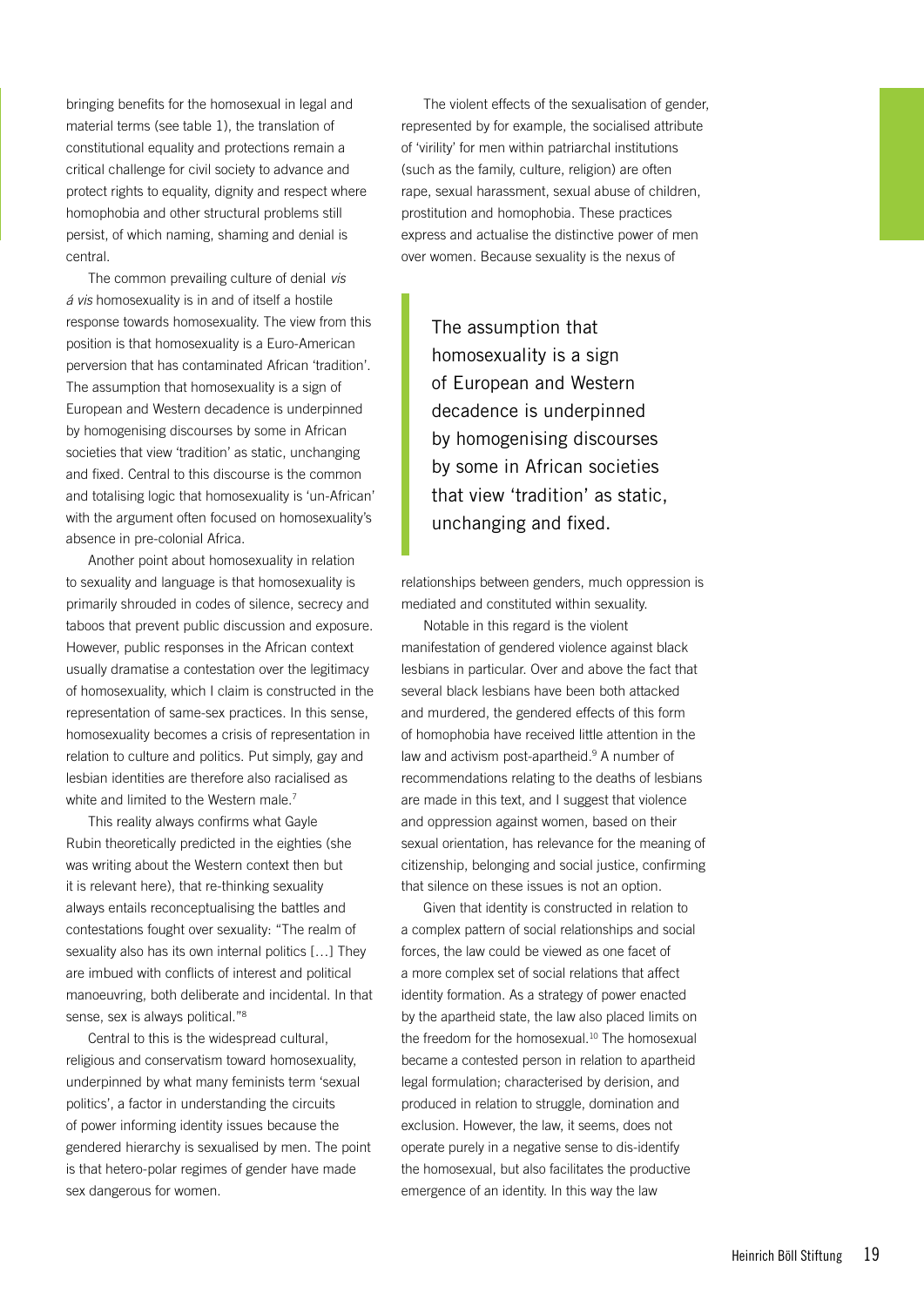bringing benefits for the homosexual in legal and material terms (see table 1), the translation of constitutional equality and protections remain a critical challenge for civil society to advance and protect rights to equality, dignity and respect where homophobia and other structural problems still persist, of which naming, shaming and denial is central.

The common prevailing culture of denial *vis á vis* homosexuality is in and of itself a hostile response towards homosexuality. The view from this position is that homosexuality is a Euro-American perversion that has contaminated African 'tradition'. The assumption that homosexuality is a sign of European and Western decadence is underpinned by homogenising discourses by some in African societies that view 'tradition' as static, unchanging and fixed. Central to this discourse is the common and totalising logic that homosexuality is 'un-African' with the argument often focused on homosexuality's absence in pre-colonial Africa.

Another point about homosexuality in relation to sexuality and language is that homosexuality is primarily shrouded in codes of silence, secrecy and taboos that prevent public discussion and exposure. However, public responses in the African context usually dramatise a contestation over the legitimacy of homosexuality, which I claim is constructed in the representation of same-sex practices. In this sense, homosexuality becomes a crisis of representation in relation to culture and politics. Put simply, gay and lesbian identities are therefore also racialised as white and limited to the Western male.[7]

This reality always confirms what Gayle Rubin theoretically predicted in the eighties (she was writing about the Western context then but it is relevant here), that re-thinking sexuality always entails reconceptualising the battles and contestations fought over sexuality: "The realm of sexuality also has its own internal politics […] They are imbued with conflicts of interest and political manoeuvring, both deliberate and incidental. In that sense, sex is always political."[8]

Central to this is the widespread cultural, religious and conservatism toward homosexuality, underpinned by what many feminists term 'sexual politics', a factor in understanding the circuits of power informing identity issues because the gendered hierarchy is sexualised by men. The point is that hetero-polar regimes of gender have made sex dangerous for women.

The violent effects of the sexualisation of gender, represented by for example, the socialised attribute of 'virility' for men within patriarchal institutions (such as the family, culture, religion) are often rape, sexual harassment, sexual abuse of children, prostitution and homophobia. These practices express and actualise the distinctive power of men over women. Because sexuality is the nexus of relationships between genders, much oppression is mediated and constituted within sexuality.

> The assumption that homosexuality is a sign of European and Western decadence is underpinned by homogenising discourses by some in African societies that view 'tradition' as static, unchanging and fixed.

Notable in this regard is the violent manifestation of gendered violence against black lesbians in particular. Over and above the fact that several black lesbians have been both attacked and murdered, the gendered effects of this form of homophobia have received little attention in the law and activism post-apartheid.[9] A number of recommendations relating to the deaths of lesbians are made in this text, and I suggest that violence and oppression against women, based on their sexual orientation, has relevance for the meaning of citizenship, belonging and social justice, confirming that silence on these issues is not an option.

Given that identity is constructed in relation to a complex pattern of social relationships and social forces, the law could be viewed as one facet of a more complex set of social relations that affect identity formation. As a strategy of power enacted by the apartheid state, the law also placed limits on the freedom for the homosexual.[10] The homosexual became a contested person in relation to apartheid legal formulation; characterised by derision, and produced in relation to struggle, domination and exclusion. However, the law, it seems, does not operate purely in a negative sense to dis-identify the homosexual, but also facilitates the productive emergence of an identity. In this way the law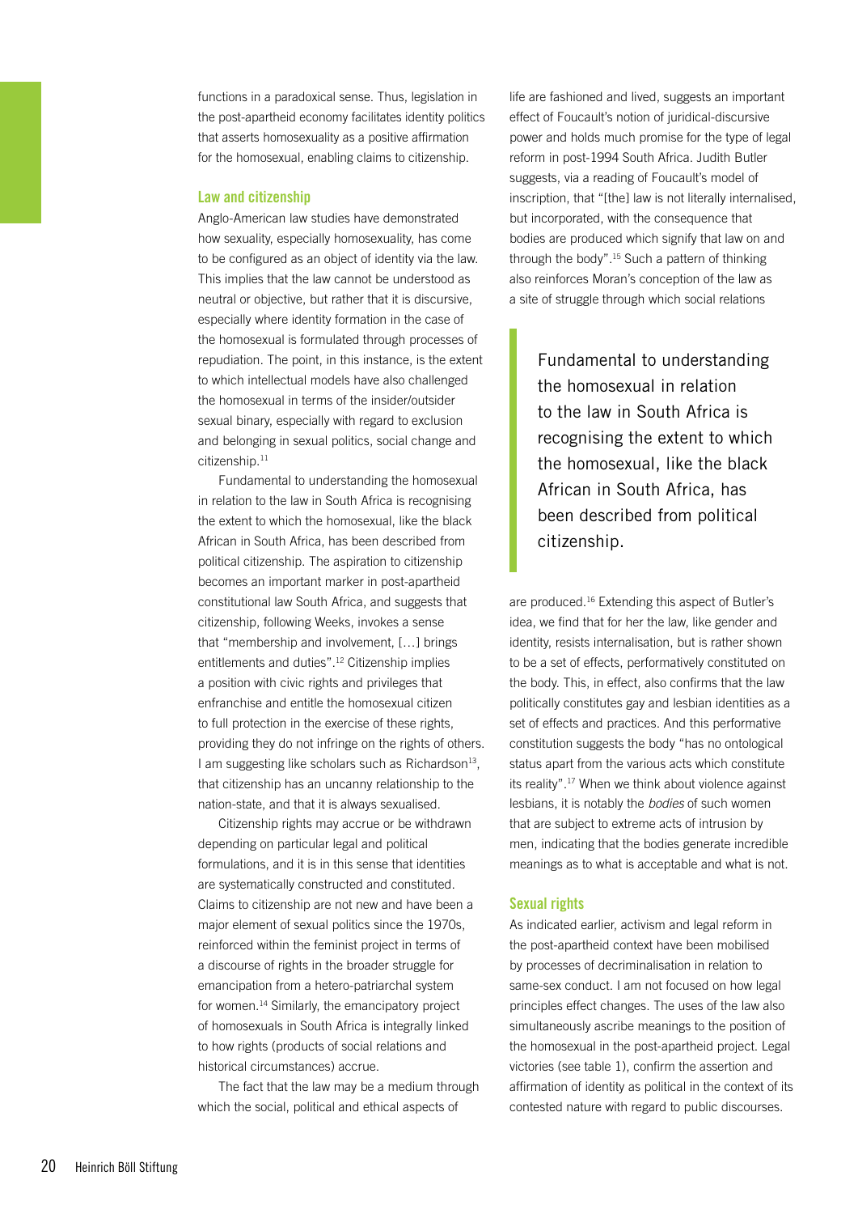functions in a paradoxical sense. Thus, legislation in the post-apartheid economy facilitates identity politics that asserts homosexuality as a positive affirmation for the homosexual, enabling claims to citizenship.

## Law and citizenship

Anglo-American law studies have demonstrated how sexuality, especially homosexuality, has come to be configured as an object of identity via the law. This implies that the law cannot be understood as neutral or objective, but rather that it is discursive, especially where identity formation in the case of the homosexual is formulated through processes of repudiation. The point, in this instance, is the extent to which intellectual models have also challenged the homosexual in terms of the insider/outsider sexual binary, especially with regard to exclusion and belonging in sexual politics, social change and citizenship.[11]

Fundamental to understanding the homosexual in relation to the law in South Africa is recognising the extent to which the homosexual, like the black African in South Africa, has been described from political citizenship. The aspiration to citizenship becomes an important marker in post-apartheid constitutional law South Africa, and suggests that citizenship, following Weeks, invokes a sense that "membership and involvement, […] brings entitlements and duties".[12] Citizenship implies a position with civic rights and privileges that enfranchise and entitle the homosexual citizen to full protection in the exercise of these rights, providing they do not infringe on the rights of others. I am suggesting like scholars such as Richardson[13], that citizenship has an uncanny relationship to the nation-state, and that it is always sexualised.

Citizenship rights may accrue or be withdrawn depending on particular legal and political formulations, and it is in this sense that identities are systematically constructed and constituted. Claims to citizenship are not new and have been a major element of sexual politics since the 1970s, reinforced within the feminist project in terms of a discourse of rights in the broader struggle for emancipation from a hetero-patriarchal system for women.[14] Similarly, the emancipatory project of homosexuals in South Africa is integrally linked to how rights (products of social relations and historical circumstances) accrue.

The fact that the law may be a medium through which the social, political and ethical aspects of life are fashioned and lived, suggests an important effect of Foucault's notion of juridical-discursive power and holds much promise for the type of legal reform in post-1994 South Africa. Judith Butler suggests, via a reading of Foucault's model of inscription, that "[the] law is not literally internalised, but incorporated, with the consequence that bodies are produced which signify that law on and through the body".[15] Such a pattern of thinking also reinforces Moran's conception of the law as a site of struggle through which social relations are produced.[16] Extending this aspect of Butler's idea, we find that for her the law, like gender and identity, resists internalisation, but is rather shown to be a set of effects, performatively constituted on the body. This, in effect, also confirms that the law politically constitutes gay and lesbian identities as a set of effects and practices. And this performative constitution suggests the body "has no ontological status apart from the various acts which constitute its reality".[17] When we think about violence against lesbians, it is notably the *bodies* of such women that are subject to extreme acts of intrusion by men, indicating that the bodies generate incredible meanings as to what is acceptable and what is not.

> Fundamental to understanding the homosexual in relation to the law in South Africa is recognising the extent to which the homosexual, like the black African in South Africa, has been described from political citizenship.

## Sexual rights

As indicated earlier, activism and legal reform in the post-apartheid context have been mobilised by processes of decriminalisation in relation to same-sex conduct. I am not focused on how legal principles effect changes. The uses of the law also simultaneously ascribe meanings to the position of the homosexual in the post-apartheid project. Legal victories (see table 1), confirm the assertion and affirmation of identity as political in the context of its contested nature with regard to public discourses.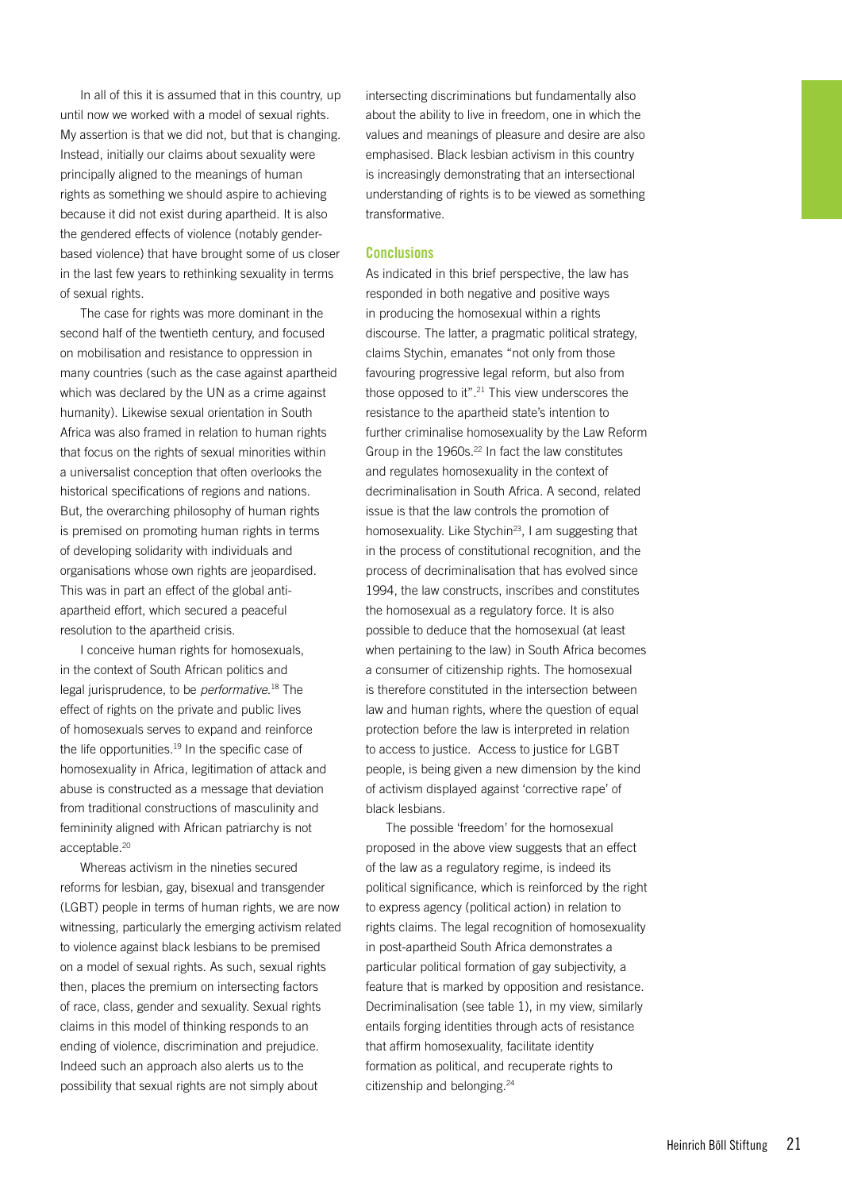In all of this it is assumed that in this country, up until now we worked with a model of sexual rights. My assertion is that we did not, but that is changing. Instead, initially our claims about sexuality were principally aligned to the meanings of human rights as something we should aspire to achieving because it did not exist during apartheid. It is also the gendered effects of violence (notably gender-based violence) that have brought some of us closer in the last few years to rethinking sexuality in terms of sexual rights.

The case for rights was more dominant in the second half of the twentieth century, and focused on mobilisation and resistance to oppression in many countries (such as the case against apartheid which was declared by the UN as a crime against humanity). Likewise sexual orientation in South Africa was also framed in relation to human rights that focus on the rights of sexual minorities within a universalist conception that often overlooks the historical specifications of regions and nations. But, the overarching philosophy of human rights is premised on promoting human rights in terms of developing solidarity with individuals and organisations whose own rights are jeopardised. This was in part an effect of the global anti-apartheid effort, which secured a peaceful resolution to the apartheid crisis.

I conceive human rights for homosexuals, in the context of South African politics and legal jurisprudence, to be *performative*.[18] The effect of rights on the private and public lives of homosexuals serves to expand and reinforce the life opportunities.[19] In the specific case of homosexuality in Africa, legitimation of attack and abuse is constructed as a message that deviation from traditional constructions of masculinity and femininity aligned with African patriarchy is not acceptable.[20]

Whereas activism in the nineties secured reforms for lesbian, gay, bisexual and transgender (LGBT) people in terms of human rights, we are now witnessing, particularly the emerging activism related to violence against black lesbians to be premised on a model of sexual rights. As such, sexual rights then, places the premium on intersecting factors of race, class, gender and sexuality. Sexual rights claims in this model of thinking responds to an ending of violence, discrimination and prejudice. Indeed such an approach also alerts us to the possibility that sexual rights are not simply about intersecting discriminations but fundamentally also about the ability to live in freedom, one in which the values and meanings of pleasure and desire are also emphasised. Black lesbian activism in this country is increasingly demonstrating that an intersectional understanding of rights is to be viewed as something transformative.

## Conclusions

As indicated in this brief perspective, the law has responded in both negative and positive ways in producing the homosexual within a rights discourse. The latter, a pragmatic political strategy, claims Stychin, emanates "not only from those favouring progressive legal reform, but also from those opposed to it".[21] This view underscores the resistance to the apartheid state's intention to further criminalise homosexuality by the Law Reform Group in the 1960s.[22] In fact the law constitutes and regulates homosexuality in the context of decriminalisation in South Africa. A second, related issue is that the law controls the promotion of homosexuality. Like Stychin[23], I am suggesting that in the process of constitutional recognition, and the process of decriminalisation that has evolved since 1994, the law constructs, inscribes and constitutes the homosexual as a regulatory force. It is also possible to deduce that the homosexual (at least when pertaining to the law) in South Africa becomes a consumer of citizenship rights. The homosexual is therefore constituted in the intersection between law and human rights, where the question of equal protection before the law is interpreted in relation to access to justice. Access to justice for LGBT people, is being given a new dimension by the kind of activism displayed against 'corrective rape' of black lesbians.

The possible 'freedom' for the homosexual proposed in the above view suggests that an effect of the law as a regulatory regime, is indeed its political significance, which is reinforced by the right to express agency (political action) in relation to rights claims. The legal recognition of homosexuality in post-apartheid South Africa demonstrates a particular political formation of gay subjectivity, a feature that is marked by opposition and resistance. Decriminalisation (see table 1), in my view, similarly entails forging identities through acts of resistance that affirm homosexuality, facilitate identity formation as political, and recuperate rights to citizenship and belonging.[24]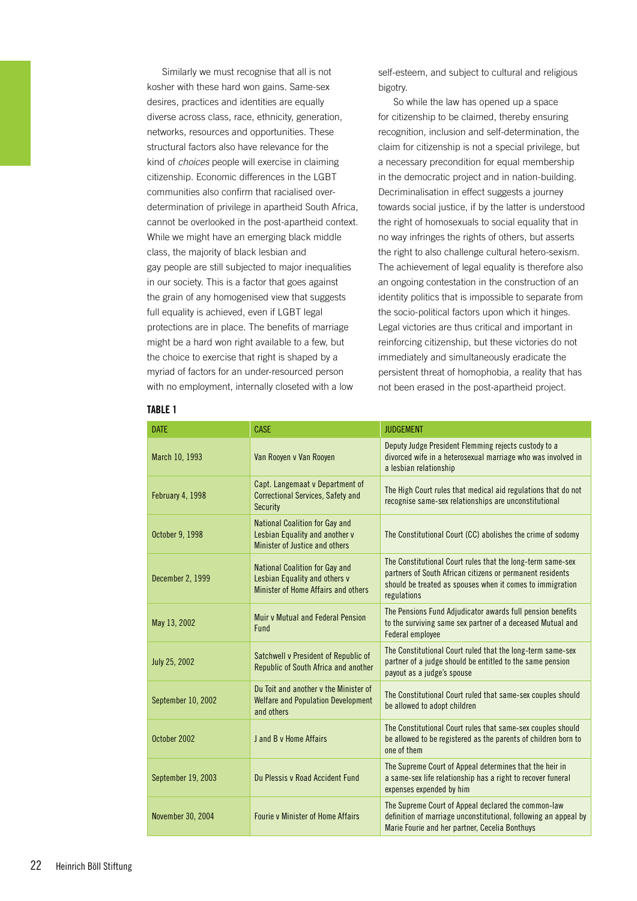Similarly we must recognise that all is not kosher with these hard won gains. Same-sex desires, practices and identities are equally diverse across class, race, ethnicity, generation, networks, resources and opportunities. These structural factors also have relevance for the kind of *choices* people will exercise in claiming citizenship. Economic differences in the LGBT communities also confirm that racialised over-determination of privilege in apartheid South Africa, cannot be overlooked in the post-apartheid context. While we might have an emerging black middle class, the majority of black lesbian and gay people are still subjected to major inequalities in our society. This is a factor that goes against the grain of any homogenised view that suggests full equality is achieved, even if LGBT legal protections are in place. The benefits of marriage might be a hard won right available to a few, but the choice to exercise that right is shaped by a myriad of factors for an under-resourced person with no employment, internally closeted with a low self-esteem, and subject to cultural and religious bigotry.

So while the law has opened up a space for citizenship to be claimed, thereby ensuring recognition, inclusion and self-determination, the claim for citizenship is not a special privilege, but a necessary precondition for equal membership in the democratic project and in nation-building. Decriminalisation in effect suggests a journey towards social justice, if by the latter is understood the right of homosexuals to social equality that in no way infringes the rights of others, but asserts the right to also challenge cultural hetero-sexism. The achievement of legal equality is therefore also an ongoing contestation in the construction of an identity politics that is impossible to separate from the socio-political factors upon which it hinges. Legal victories are thus critical and important in reinforcing citizenship, but these victories do not immediately and simultaneously eradicate the persistent threat of homophobia, a reality that has not been erased in the post-apartheid project.

**TABLE 1**

| DATE | CASE | JUDGEMENT |
|---|---|---|
| March 10, 1993 | Van Rooyen v Van Rooyen | Deputy Judge President Flemming rejects custody to a divorced wife in a heterosexual marriage who was involved in a lesbian relationship |
| February 4, 1998 | Capt. Langemaat v Department of Correctional Services, Safety and Security | The High Court rules that medical aid regulations that do not recognise same-sex relationships are unconstitutional |
| October 9, 1998 | National Coalition for Gay and Lesbian Equality and another v Minister of Justice and others | The Constitutional Court (CC) abolishes the crime of sodomy |
| December 2, 1999 | National Coalition for Gay and Lesbian Equality and others v Minister of Home Affairs and others | The Constitutional Court rules that the long-term same-sex partners of South African citizens or permanent residents should be treated as spouses when it comes to immigration regulations |
| May 13, 2002 | Muir v Mutual and Federal Pension Fund | The Pensions Fund Adjudicator awards full pension benefits to the surviving same sex partner of a deceased Mutual and Federal employee |
| July 25, 2002 | Satchwell v President of Republic of Republic of South Africa and another | The Constitutional Court ruled that the long-term same-sex partner of a judge should be entitled to the same pension payout as a judge's spouse |
| September 10, 2002 | Du Toit and another v the Minister of Welfare and Population Development and others | The Constitutional Court ruled that same-sex couples should be allowed to adopt children |
| October 2002 | J and B v Home Affairs | The Constitutional Court rules that same-sex couples should be allowed to be registered as the parents of children born to one of them |
| September 19, 2003 | Du Plessis v Road Accident Fund | The Supreme Court of Appeal determines that the heir in a same-sex life relationship has a right to recover funeral expenses expended by him |
| November 30, 2004 | Fourie v Minister of Home Affairs | The Supreme Court of Appeal declared the common-law definition of marriage unconstitutional, following an appeal by Marie Fourie and her partner, Cecelia Bonthuys |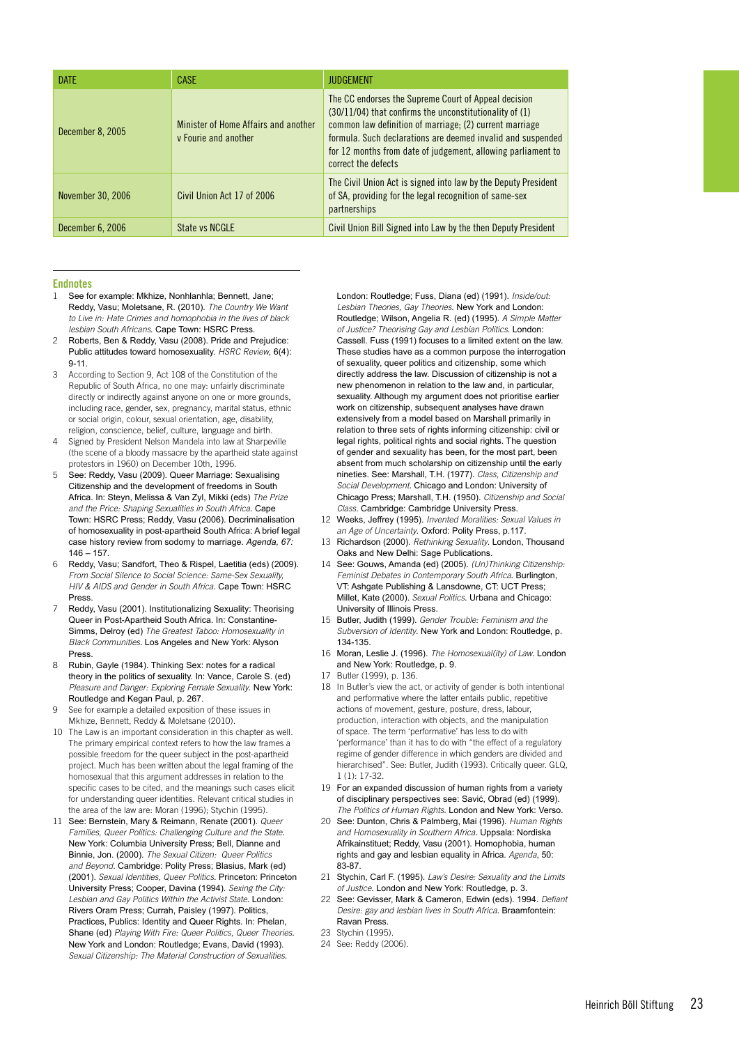| DATE | CASE | JUDGEMENT |
|---|---|---|
| December 8, 2005 | Minister of Home Affairs and another v Fourie and another | The CC endorses the Supreme Court of Appeal decision (30/11/04) that confirms the unconstitutionality of (1) common law definition of marriage; (2) current marriage formula. Such declarations are deemed invalid and suspended for 12 months from date of judgement, allowing parliament to correct the defects |
| November 30, 2006 | Civil Union Act 17 of 2006 | The Civil Union Act is signed into law by the Deputy President of SA, providing for the legal recognition of same-sex partnerships |
| December 6, 2006 | State vs NCGLE | Civil Union Bill Signed into Law by the then Deputy President |

## Endnotes

1. See for example: Mkhize, Nonhlanhla; Bennett, Jane; Reddy, Vasu; Moletsane, R. (2010). *The Country We Want to Live in: Hate Crimes and homophobia in the lives of black lesbian South Africans*. Cape Town: HSRC Press.
2. Roberts, Ben & Reddy, Vasu (2008). Pride and Prejudice: Public attitudes toward homosexuality. *HSRC Review*, 6(4): 9-11.
3. According to Section 9, Act 108 of the Constitution of the Republic of South Africa, no one may: unfairly discriminate directly or indirectly against anyone on one or more grounds, including race, gender, sex, pregnancy, marital status, ethnic or social origin, colour, sexual orientation, age, disability, religion, conscience, belief, culture, language and birth.
4. Signed by President Nelson Mandela into law at Sharpeville (the scene of a bloody massacre by the apartheid state against protestors in 1960) on December 10th, 1996.
5. See: Reddy, Vasu (2009). Queer Marriage: Sexualising Citizenship and the development of freedoms in South Africa. In: Steyn, Melissa & Van Zyl, Mikki (eds) *The Prize and the Price: Shaping Sexualities in South Africa*. Cape Town: HSRC Press; Reddy, Vasu (2006). Decriminalisation of homosexuality in post-apartheid South Africa: A brief legal case history review from sodomy to marriage. *Agenda, 67:* 146 – 157.
6. Reddy, Vasu; Sandfort, Theo & Rispel, Laetitia (eds) (2009). *From Social Silence to Social Science: Same-Sex Sexuality, HIV & AIDS and Gender in South Africa*. Cape Town: HSRC Press.
7. Reddy, Vasu (2001). Institutionalising Sexuality: Theorising Queer in Post-Apartheid South Africa. In: Constantine-Simms, Delroy (ed) *The Greatest Taboo: Homosexuality in Black Communities*. Los Angeles and New York: Alyson Press.
8. Rubin, Gayle (1984). Thinking Sex: notes for a radical theory in the politics of sexuality. In: Vance, Carole S. (ed) *Pleasure and Danger: Exploring Female Sexuality.* New York: Routledge and Kegan Paul, p. 267.
9. See for example a detailed exposition of these issues in Mkhize, Bennett, Reddy & Moletsane (2010).
10. The Law is an important consideration in this chapter as well. The primary empirical context refers to how the law frames a possible freedom for the queer subject in the post-apartheid project. Much has been written about the legal framing of the homosexual that this argument addresses in relation to the specific cases to be cited, and the meanings such cases elicit for understanding queer identities. Relevant critical studies in the area of the law are: Moran (1996); Stychin (1995).
11. See: Bernstein, Mary & Reimann, Renate (2001). *Queer Families, Queer Politics: Challenging Culture and the State*. New York: Columbia University Press; Bell, Dianne and Binnie, Jon. (2000). *The Sexual Citizen: Queer Politics and Beyond*. Cambridge: Polity Press; Blasius, Mark (ed) (2001). *Sexual Identities, Queer Politics*. Princeton: Princeton University Press; Cooper, Davina (1994). *Sexing the City: Lesbian and Gay Politics Within the Activist State*. London: Rivers Oram Press; Currah, Paisley (1997). Politics, Practices, Publics: Identity and Queer Rights. In: Phelan, Shane (ed) *Playing With Fire: Queer Politics, Queer Theories*. New York and London: Routledge; Evans, David (1993). *Sexual Citizenship: The Material Construction of Sexualities*. London: Routledge; Fuss, Diana (ed) (1991). *Inside/out: Lesbian Theories, Gay Theories*. New York and London: Routledge; Wilson, Angelia R. (ed) (1995). *A Simple Matter of Justice? Theorising Gay and Lesbian Politics*. London: Cassell. Fuss (1991) focuses to a limited extent on the law. These studies have as a common purpose the interrogation of sexuality, queer politics and citizenship, some which directly address the law. Discussion of citizenship is not a new phenomenon in relation to the law and, in particular, sexuality. Although my argument does not prioritise earlier work on citizenship, subsequent analyses have drawn extensively from a model based on Marshall primarily in relation to three sets of rights informing citizenship: civil or legal rights, political rights and social rights. The question of gender and sexuality has been, for the most part, been absent from much scholarship on citizenship until the early nineties. See: Marshall, T.H. (1977). *Class, Citizenship and Social Development*. Chicago and London: University of Chicago Press; Marshall, T.H. (1950). *Citizenship and Social Class*. Cambridge: Cambridge University Press.
12. Weeks, Jeffrey (1995). *Invented Moralities: Sexual Values in an Age of Uncertainty*. Oxford: Polity Press, p.117.
13. Richardson (2000). *Rethinking Sexuality*. London, Thousand Oaks and New Delhi: Sage Publications.
14. See: Gouws, Amanda (ed) (2005). *(Un)Thinking Citizenship: Feminist Debates in Contemporary South Africa*. Burlington, VT: Ashgate Publishing & Lansdowne, CT: UCT Press; Millet, Kate (2000). *Sexual Politics*. Urbana and Chicago: University of Illinois Press.
15. Butler, Judith (1999). *Gender Trouble: Feminism and the Subversion of Identity*. New York and London: Routledge, p. 134-135.
16. Moran, Leslie J. (1996). *The Homosexual(ity) of Law*. London and New York: Routledge, p. 9.
17. Butler (1999), p. 136.
18. In Butler's view the act, or activity of gender is both intentional and performative where the latter entails public, repetitive actions of movement, gesture, posture, dress, labour, production, interaction with objects, and the manipulation of space. The term 'performative' has less to do with 'performance' than it has to do with "the effect of a regulatory regime of gender difference in which genders are divided and hierarchised". See: Butler, Judith (1993). Critically queer. GLQ, 1 (1): 17-32.
19. For an expanded discussion of human rights from a variety of disciplinary perspectives see: Savić, Obrad (ed) (1999). *The Politics of Human Rights*. London and New York: Verso.
20. See: Dunton, Chris & Palmberg, Mai (1996). *Human Rights and Homosexuality in Southern Africa*. Uppsala: Nordiska Afrikainstituet; Reddy, Vasu (2001). Homophobia, human rights and gay and lesbian equality in Africa. *Agenda*, 50: 83-87.
21. Stychin, Carl F. (1995). *Law's Desire: Sexuality and the Limits of Justice*. London and New York: Routledge, p. 3.
22. See: Gevisser, Mark & Cameron, Edwin (eds). 1994. *Defiant Desire: gay and lesbian lives in South Africa*. Braamfontein: Ravan Press.
23. Stychin (1995).
24. See: Reddy (2006).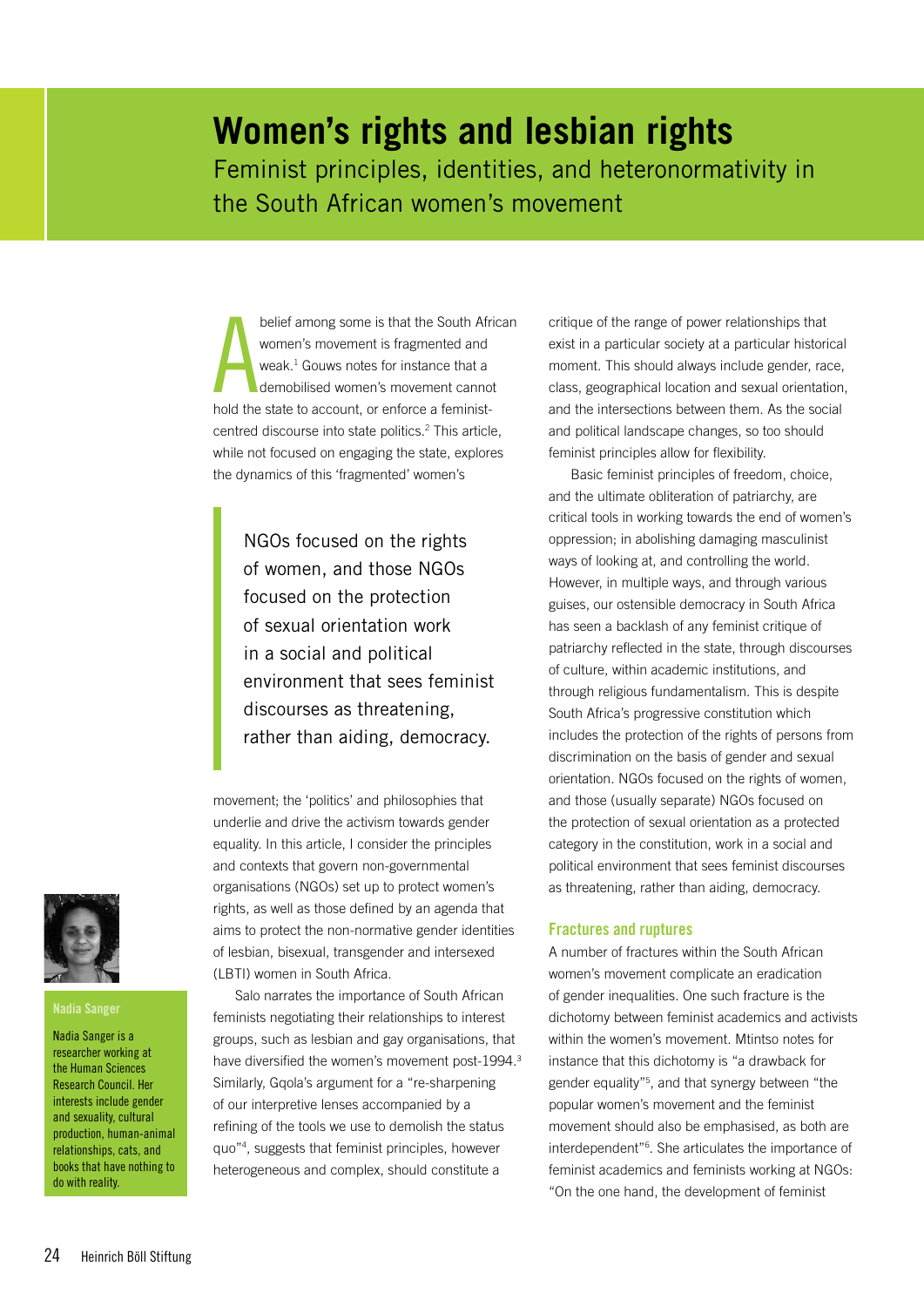# Women's rights and lesbian rights

## Feminist principles, identities, and heteronormativity in the South African women's movement

A belief among some is that the South African women's movement is fragmented and weak.[1] Gouws notes for instance that a demobilised women's movement cannot hold the state to account, or enforce a feminist-centred discourse into state politics.[2] This article, while not focused on engaging the state, explores the dynamics of this 'fragmented' women's movement; the 'politics' and philosophies that underlie and drive the activism towards gender equality. In this article, I consider the principles and contexts that govern non-governmental organisations (NGOs) set up to protect women's rights, as well as those defined by an agenda that aims to protect the non-normative gender identities of lesbian, bisexual, transgender and intersexed (LBTI) women in South Africa.

> NGOs focused on the rights of women, and those NGOs focused on the protection of sexual orientation work in a social and political environment that sees feminist discourses as threatening, rather than aiding, democracy.

Salo narrates the importance of South African feminists negotiating their relationships to interest groups, such as lesbian and gay organisations, that have diversified the women's movement post-1994.[3] Similarly, Gqola's argument for a "re-sharpening of our interpretive lenses accompanied by a refining of the tools we use to demolish the status quo"[4], suggests that feminist principles, however heterogeneous and complex, should constitute a critique of the range of power relationships that exist in a particular society at a particular historical moment. This should always include gender, race, class, geographical location and sexual orientation, and the intersections between them. As the social and political landscape changes, so too should feminist principles allow for flexibility.

Basic feminist principles of freedom, choice, and the ultimate obliteration of patriarchy, are critical tools in working towards the end of women's oppression; in abolishing damaging masculinist ways of looking at, and controlling the world. However, in multiple ways, and through various guises, our ostensible democracy in South Africa has seen a backlash of any feminist critique of patriarchy reflected in the state, through discourses of culture, within academic institutions, and through religious fundamentalism. This is despite South Africa's progressive constitution which includes the protection of the rights of persons from discrimination on the basis of gender and sexual orientation. NGOs focused on the rights of women, and those (usually separate) NGOs focused on the protection of sexual orientation as a protected category in the constitution, work in a social and political environment that sees feminist discourses as threatening, rather than aiding, democracy.

### Fractures and ruptures

A number of fractures within the South African women's movement complicate an eradication of gender inequalities. One such fracture is the dichotomy between feminist academics and activists within the women's movement. Mtintso notes for instance that this dichotomy is "a drawback for gender equality"[5], and that synergy between "the popular women's movement and the feminist movement should also be emphasised, as both are interdependent"[6]. She articulates the importance of feminist academics and feminists working at NGOs: "On the one hand, the development of feminist

**Nadia Sanger**

Nadia Sanger is a researcher working at the Human Sciences Research Council. Her interests include gender and sexuality, cultural production, human-animal relationships, cats, and books that have nothing to do with reality.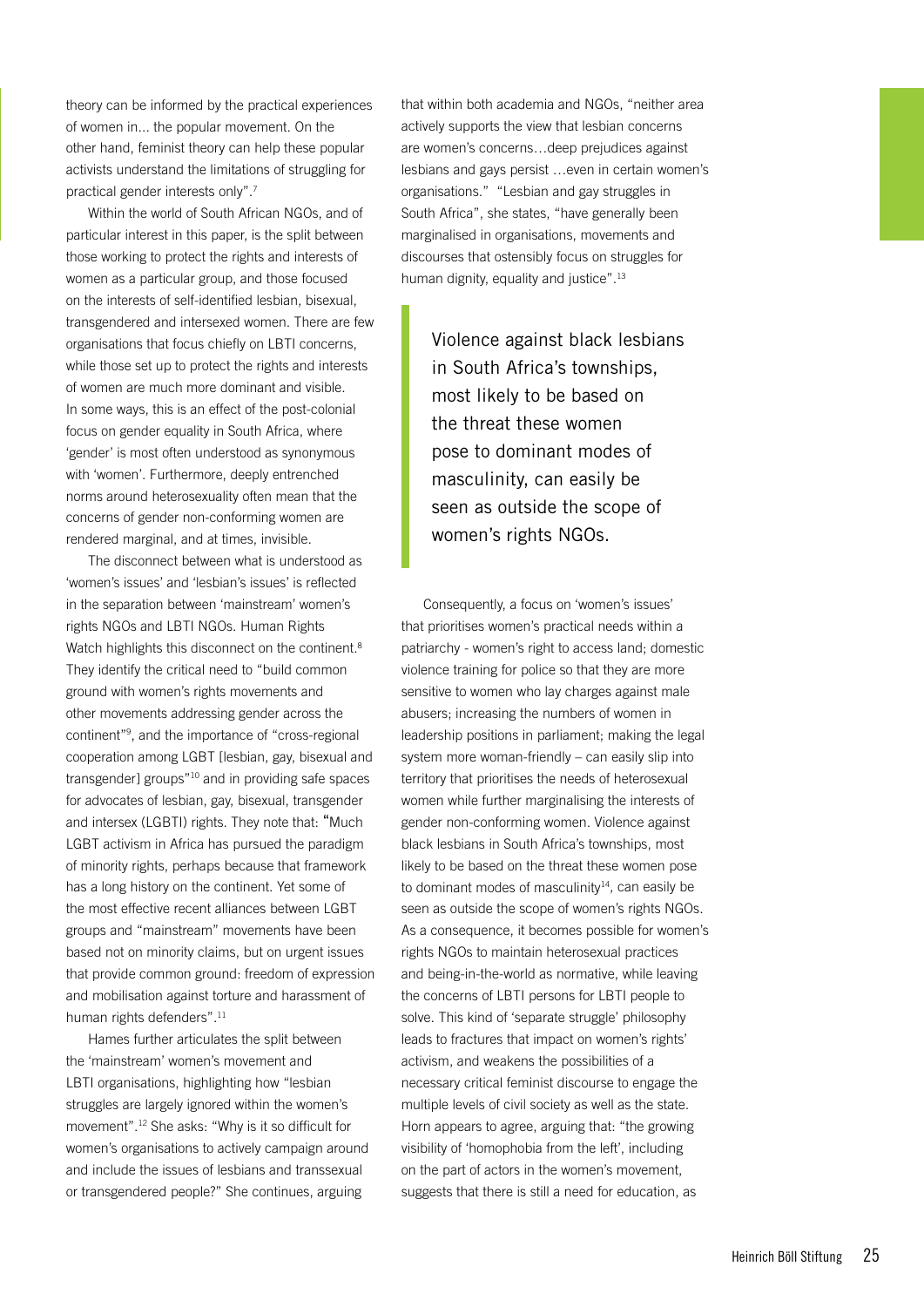theory can be informed by the practical experiences of women in... the popular movement. On the other hand, feminist theory can help these popular activists understand the limitations of struggling for practical gender interests only".[7]

Within the world of South African NGOs, and of particular interest in this paper, is the split between those working to protect the rights and interests of women as a particular group, and those focused on the interests of self-identified lesbian, bisexual, transgendered and intersexed women. There are few organisations that focus chiefly on LBTI concerns, while those set up to protect the rights and interests of women are much more dominant and visible. In some ways, this is an effect of the post-colonial focus on gender equality in South Africa, where 'gender' is most often understood as synonymous with 'women'. Furthermore, deeply entrenched norms around heterosexuality often mean that the concerns of gender non-conforming women are rendered marginal, and at times, invisible.

The disconnect between what is understood as 'women's issues' and 'lesbian's issues' is reflected in the separation between 'mainstream' women's rights NGOs and LBTI NGOs. Human Rights Watch highlights this disconnect on the continent.[8] They identify the critical need to "build common ground with women's rights movements and other movements addressing gender across the continent"[9], and the importance of "cross-regional cooperation among LGBT [lesbian, gay, bisexual and transgender] groups"[10] and in providing safe spaces for advocates of lesbian, gay, bisexual, transgender and intersex (LGBTI) rights. They note that: "Much LGBT activism in Africa has pursued the paradigm of minority rights, perhaps because that framework has a long history on the continent. Yet some of the most effective recent alliances between LGBT groups and "mainstream" movements have been based not on minority claims, but on urgent issues that provide common ground: freedom of expression and mobilisation against torture and harassment of human rights defenders".[11]

Hames further articulates the split between the 'mainstream' women's movement and LBTI organisations, highlighting how "lesbian struggles are largely ignored within the women's movement".[12] She asks: "Why is it so difficult for women's organisations to actively campaign around and include the issues of lesbians and transsexual or transgendered people?" She continues, arguing that within both academia and NGOs, "neither area actively supports the view that lesbian concerns are women's concerns…deep prejudices against lesbians and gays persist …even in certain women's organisations." "Lesbian and gay struggles in South Africa", she states, "have generally been marginalised in organisations, movements and discourses that ostensibly focus on struggles for human dignity, equality and justice".[13]

> Violence against black lesbians in South Africa's townships, most likely to be based on the threat these women pose to dominant modes of masculinity, can easily be seen as outside the scope of women's rights NGOs.

Consequently, a focus on 'women's issues' that prioritises women's practical needs within a patriarchy - women's right to access land; domestic violence training for police so that they are more sensitive to women who lay charges against male abusers; increasing the numbers of women in leadership positions in parliament; making the legal system more woman-friendly – can easily slip into territory that prioritises the needs of heterosexual women while further marginalising the interests of gender non-conforming women. Violence against black lesbians in South Africa's townships, most likely to be based on the threat these women pose to dominant modes of masculinity[14], can easily be seen as outside the scope of women's rights NGOs. As a consequence, it becomes possible for women's rights NGOs to maintain heterosexual practices and being-in-the-world as normative, while leaving the concerns of LBTI persons for LBTI people to solve. This kind of 'separate struggle' philosophy leads to fractures that impact on women's rights' activism, and weakens the possibilities of a necessary critical feminist discourse to engage the multiple levels of civil society as well as the state. Horn appears to agree, arguing that: "the growing visibility of 'homophobia from the left', including on the part of actors in the women's movement, suggests that there is still a need for education, as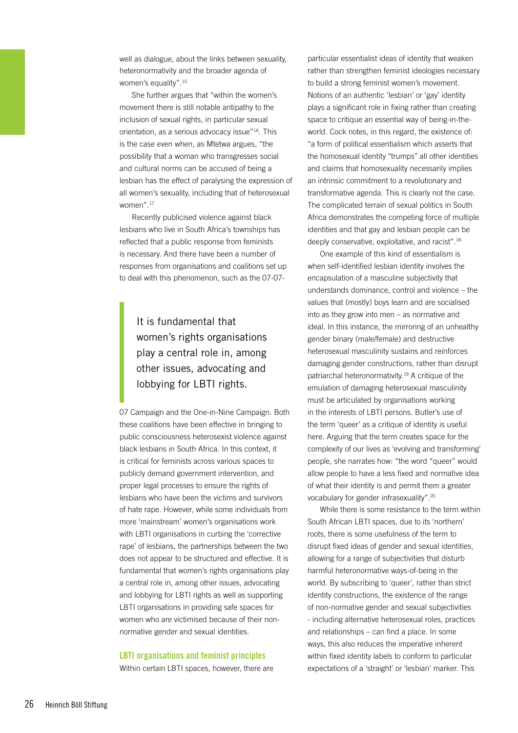well as dialogue, about the links between sexuality, heteronormativity and the broader agenda of women's equality".[15]

She further argues that "within the women's movement there is still notable antipathy to the inclusion of sexual rights, in particular sexual orientation, as a serious advocacy issue"[16]. This is the case even when, as Mtetwa argues, "the possibility that a woman who transgresses social and cultural norms can be accused of being a lesbian has the effect of paralysing the expression of all women's sexuality, including that of heterosexual women".[17]

Recently publicised violence against black lesbians who live in South Africa's townships has reflected that a public response from feminists is necessary. And there have been a number of responses from organisations and coalitions set up to deal with this phenomenon, such as the 07-07-07 Campaign and the One-in-Nine Campaign. Both these coalitions have been effective in bringing to public consciousness heterosexist violence against black lesbians in South Africa. In this context, it is critical for feminists across various spaces to publicly demand government intervention, and proper legal processes to ensure the rights of lesbians who have been the victims and survivors of hate rape. However, while some individuals from more 'mainstream' women's organisations work with LBTI organisations in curbing the 'corrective rape' of lesbians, the partnerships between the two does not appear to be structured and effective. It is fundamental that women's rights organisations play a central role in, among other issues, advocating and lobbying for LBTI rights as well as supporting LBTI organisations in providing safe spaces for women who are victimised because of their non-normative gender and sexual identities.

> It is fundamental that women's rights organisations play a central role in, among other issues, advocating and lobbying for LBTI rights.

## LBTI organisations and feminist principles

Within certain LBTI spaces, however, there are particular essentialist ideas of identity that weaken rather than strengthen feminist ideologies necessary to build a strong feminist women's movement. Notions of an authentic 'lesbian' or 'gay' identity plays a significant role in fixing rather than creating space to critique an essential way of being-in-the-world. Cock notes, in this regard, the existence of: "a form of political essentialism which asserts that the homosexual identity "trumps" all other identities and claims that homosexuality necessarily implies an intrinsic commitment to a revolutionary and transformative agenda. This is clearly not the case. The complicated terrain of sexual politics in South Africa demonstrates the competing force of multiple identities and that gay and lesbian people can be deeply conservative, exploitative, and racist".[18]

One example of this kind of essentialism is when self-identified lesbian identity involves the encapsulation of a masculine subjectivity that understands dominance, control and violence – the values that (mostly) boys learn and are socialised into as they grow into men – as normative and ideal. In this instance, the mirroring of an unhealthy gender binary (male/female) and destructive heterosexual masculinity sustains and reinforces damaging gender constructions, rather than disrupt patriarchal heteronormativity.[19] A critique of the emulation of damaging heterosexual masculinity must be articulated by organisations working in the interests of LBTI persons. Butler's use of the term 'queer' as a critique of identity is useful here. Arguing that the term creates space for the complexity of our lives as 'evolving and transforming' people, she narrates how: "the word "queer" would allow people to have a less fixed and normative idea of what their identity is and permit them a greater vocabulary for gender infrasexuality".[20]

While there is some resistance to the term within South African LBTI spaces, due to its 'northern' roots, there is some usefulness of the term to disrupt fixed ideas of gender and sexual identities, allowing for a range of subjectivities that disturb harmful heteronormative ways-of-being in the world. By subscribing to 'queer', rather than strict identity constructions, the existence of the range of non-normative gender and sexual subjectivities - including alternative heterosexual roles, practices and relationships – can find a place. In some ways, this also reduces the imperative inherent within fixed identity labels to conform to particular expectations of a 'straight' or 'lesbian' marker. This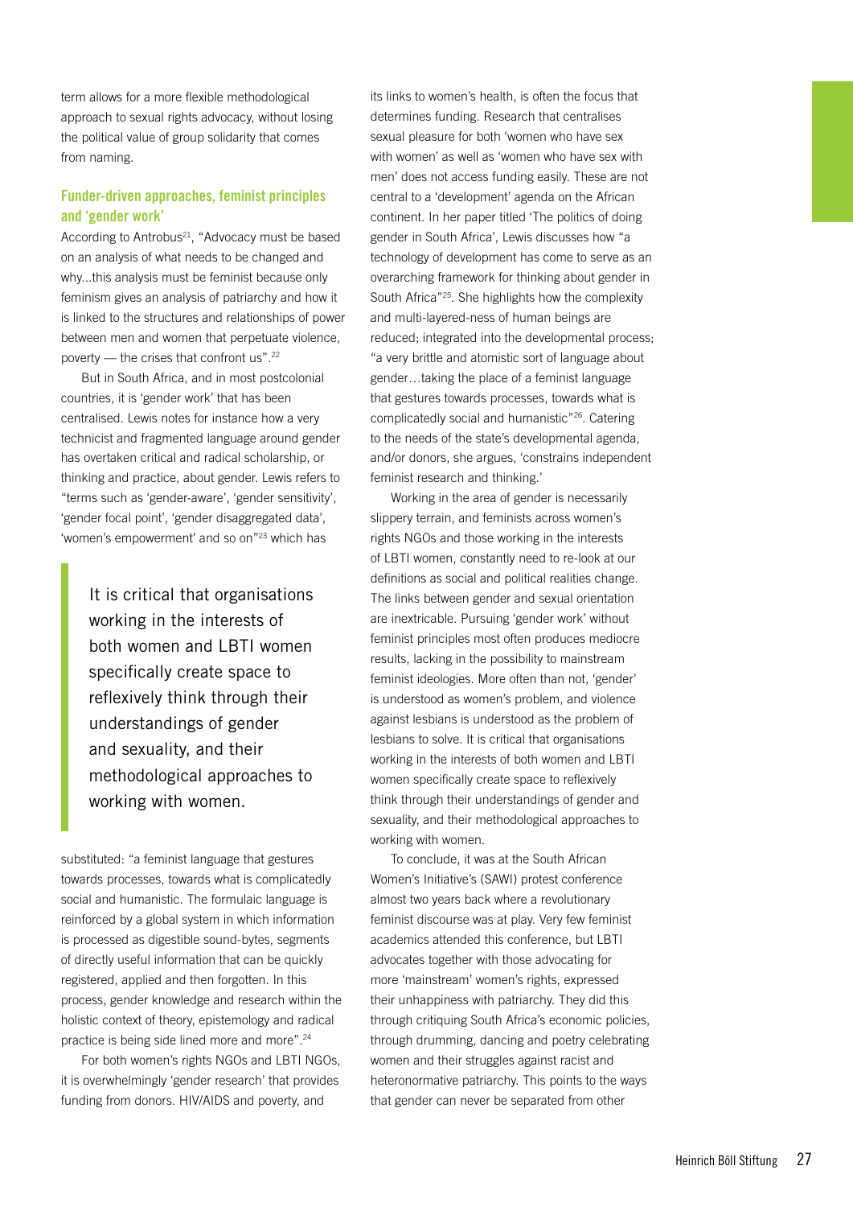term allows for a more flexible methodological approach to sexual rights advocacy, without losing the political value of group solidarity that comes from naming.

### Funder-driven approaches, feminist principles and 'gender work'

According to Antrobus[21], "Advocacy must be based on an analysis of what needs to be changed and why...this analysis must be feminist because only feminism gives an analysis of patriarchy and how it is linked to the structures and relationships of power between men and women that perpetuate violence, poverty — the crises that confront us".[22]

But in South Africa, and in most postcolonial countries, it is 'gender work' that has been centralised. Lewis notes for instance how a very technicist and fragmented language around gender has overtaken critical and radical scholarship, or thinking and practice, about gender. Lewis refers to "terms such as 'gender-aware', 'gender sensitivity', 'gender focal point', 'gender disaggregated data', 'women's empowerment' and so on"[23] which has substituted: "a feminist language that gestures towards processes, towards what is complicatedly social and humanistic. The formulaic language is reinforced by a global system in which information is processed as digestible sound-bytes, segments of directly useful information that can be quickly registered, applied and then forgotten. In this process, gender knowledge and research within the holistic context of theory, epistemology and radical practice is being side lined more and more".[24]

> It is critical that organisations working in the interests of both women and LBTI women specifically create space to reflexively think through their understandings of gender and sexuality, and their methodological approaches to working with women.

For both women's rights NGOs and LBTI NGOs, it is overwhelmingly 'gender research' that provides funding from donors. HIV/AIDS and poverty, and its links to women's health, is often the focus that determines funding. Research that centralises sexual pleasure for both 'women who have sex with women' as well as 'women who have sex with men' does not access funding easily. These are not central to a 'development' agenda on the African continent. In her paper titled 'The politics of doing gender in South Africa', Lewis discusses how "a technology of development has come to serve as an overarching framework for thinking about gender in South Africa"[25]. She highlights how the complexity and multi-layered-ness of human beings are reduced; integrated into the developmental process; "a very brittle and atomistic sort of language about gender…taking the place of a feminist language that gestures towards processes, towards what is complicatedly social and humanistic"[26]. Catering to the needs of the state's developmental agenda, and/or donors, she argues, 'constrains independent feminist research and thinking.'

Working in the area of gender is necessarily slippery terrain, and feminists across women's rights NGOs and those working in the interests of LBTI women, constantly need to re-look at our definitions as social and political realities change. The links between gender and sexual orientation are inextricable. Pursuing 'gender work' without feminist principles most often produces mediocre results, lacking in the possibility to mainstream feminist ideologies. More often than not, 'gender' is understood as women's problem, and violence against lesbians is understood as the problem of lesbians to solve. It is critical that organisations working in the interests of both women and LBTI women specifically create space to reflexively think through their understandings of gender and sexuality, and their methodological approaches to working with women.

To conclude, it was at the South African Women's Initiative's (SAWI) protest conference almost two years back where a revolutionary feminist discourse was at play. Very few feminist academics attended this conference, but LBTI advocates together with those advocating for more 'mainstream' women's rights, expressed their unhappiness with patriarchy. They did this through critiquing South Africa's economic policies, through drumming, dancing and poetry celebrating women and their struggles against racist and heteronormative patriarchy. This points to the ways that gender can never be separated from other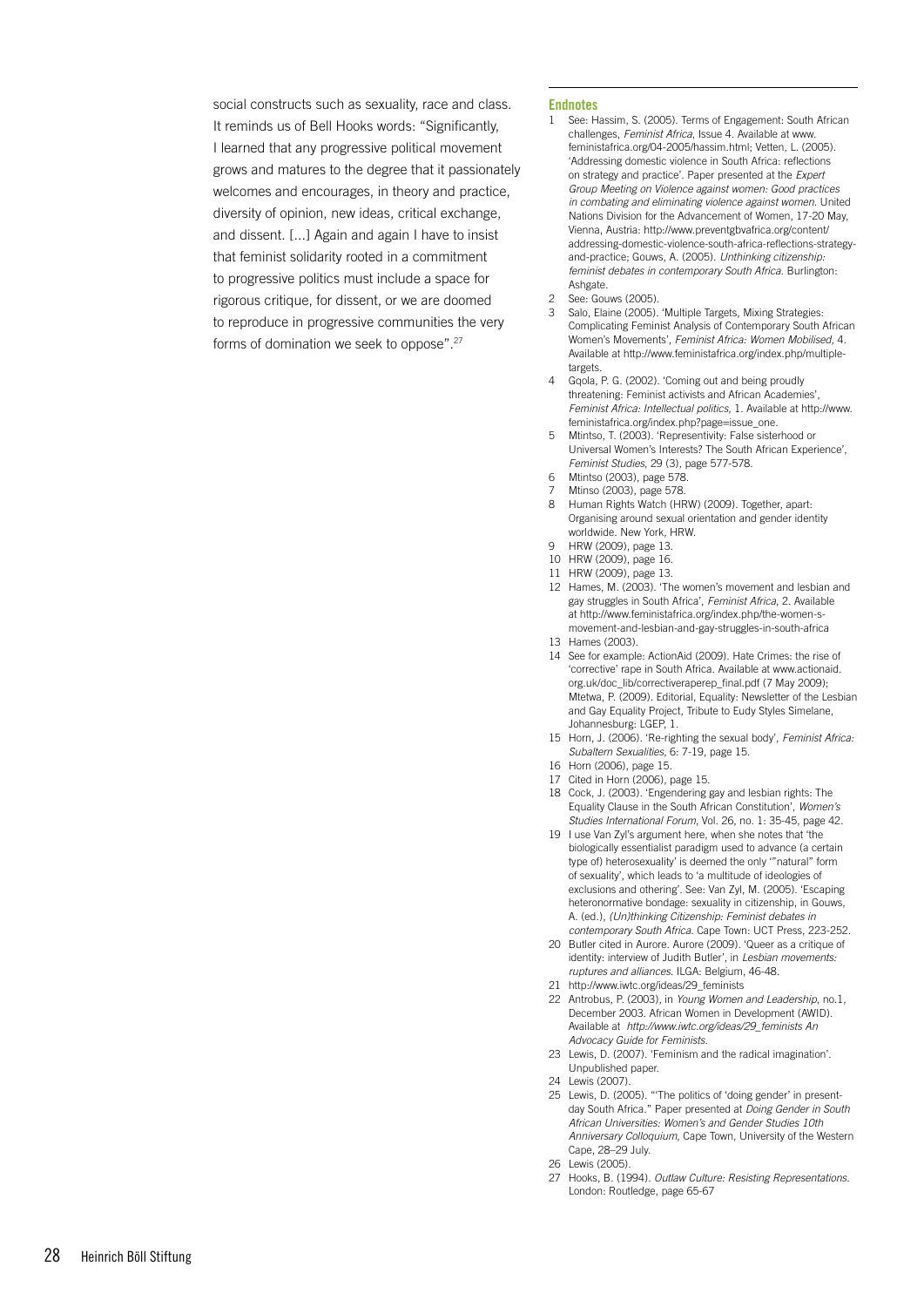social constructs such as sexuality, race and class. It reminds us of Bell Hooks words: "Significantly, I learned that any progressive political movement grows and matures to the degree that it passionately welcomes and encourages, in theory and practice, diversity of opinion, new ideas, critical exchange, and dissent. [...] Again and again I have to insist that feminist solidarity rooted in a commitment to progressive politics must include a space for rigorous critique, for dissent, or we are doomed to reproduce in progressive communities the very forms of domination we seek to oppose".[27]

## Endnotes

1. See: Hassim, S. (2005). Terms of Engagement: South African challenges, *Feminist Africa*, Issue 4. Available at www.feministafrica.org/04-2005/hassim.html; Vetten, L. (2005). 'Addressing domestic violence in South Africa: reflections on strategy and practice'. Paper presented at the *Expert Group Meeting on Violence against women: Good practices in combating and eliminating violence against women.* United Nations Division for the Advancement of Women, 17-20 May, Vienna, Austria: http://www.preventgbvafrica.org/content/addressing-domestic-violence-south-africa-reflections-strategy-and-practice; Gouws, A. (2005). *Unthinking citizenship: feminist debates in contemporary South Africa.* Burlington: Ashgate.
2. See: Gouws (2005).
3. Salo, Elaine (2005). 'Multiple Targets, Mixing Strategies: Complicating Feminist Analysis of Contemporary South African Women's Movements', *Feminist Africa: Women Mobilised*, 4. Available at http://www.feministafrica.org/index.php/multiple-targets.
4. Gqola, P. G. (2002). 'Coming out and being proudly threatening: Feminist activists and African Academies', *Feminist Africa: Intellectual politics,* 1. Available at http://www.feministafrica.org/index.php?page=issue_one.
5. Mtintso, T. (2003). 'Representivity: False sisterhood or Universal Women's Interests? The South African Experience', *Feminist Studies*, 29 (3), page 577-578.
6. Mtintso (2003), page 578.
7. Mtinso (2003), page 578.
8. Human Rights Watch (HRW) (2009). Together, apart: Organising around sexual orientation and gender identity worldwide. New York, HRW.
9. HRW (2009), page 13.
10. HRW (2009), page 16.
11. HRW (2009), page 13.
12. Hames, M. (2003). 'The women's movement and lesbian and gay struggles in South Africa', *Feminist Africa*, 2. Available at http://www.feministafrica.org/index.php/the-women-s-movement-and-lesbian-and-gay-struggles-in-south-africa
13. Hames (2003).
14. See for example: ActionAid (2009). Hate Crimes: the rise of 'corrective' rape in South Africa. Available at www.actionaid.org.uk/doc_lib/correctiveraperep_final.pdf (7 May 2009); Mtetwa, P. (2009). Editorial, Equality: Newsletter of the Lesbian and Gay Equality Project, Tribute to Eudy Styles Simelane, Johannesburg: LGEP, 1.
15. Horn, J. (2006). 'Re-righting the sexual body', *Feminist Africa: Subaltern Sexualities,* 6: 7-19, page 15.
16. Horn (2006), page 15.
17. Cited in Horn (2006), page 15.
18. Cock, J. (2003). 'Engendering gay and lesbian rights: The Equality Clause in the South African Constitution', *Women's Studies International Forum*, Vol. 26, no. 1: 35-45, page 42.
19. I use Van Zyl's argument here, when she notes that 'the biologically essentialist paradigm used to advance (a certain type of) heterosexuality' is deemed the only '"natural" form of sexuality', which leads to 'a multitude of ideologies of exclusions and othering'. See: Van Zyl, M. (2005). 'Escaping heteronormative bondage: sexuality in citizenship, in Gouws, A. (ed.), *(Un)thinking Citizenship: Feminist debates in contemporary South Africa.* Cape Town: UCT Press, 223-252.
20. Butler cited in Aurore. Aurore (2009). 'Queer as a critique of identity: interview of Judith Butler', in *Lesbian movements: ruptures and alliances.* ILGA: Belgium, 46-48.
21. http://www.iwtc.org/ideas/29_feminists
22. Antrobus, P. (2003), in *Young Women and Leadership*, no.1, December 2003. African Women in Development (AWID). Available at *http://www.iwtc.org/ideas/29_feminists An Advocacy Guide for Feminists.*
23. Lewis, D. (2007). 'Feminism and the radical imagination'. Unpublished paper.
24. Lewis (2007).
25. Lewis, D. (2005). "'The politics of 'doing gender' in present-day South Africa." Paper presented at *Doing Gender in South African Universities: Women's and Gender Studies 10th Anniversary Colloquium*, Cape Town, University of the Western Cape, 28–29 July.
26. Lewis (2005).
27. Hooks, B. (1994). *Outlaw Culture: Resisting Representations.* London: Routledge, page 65-67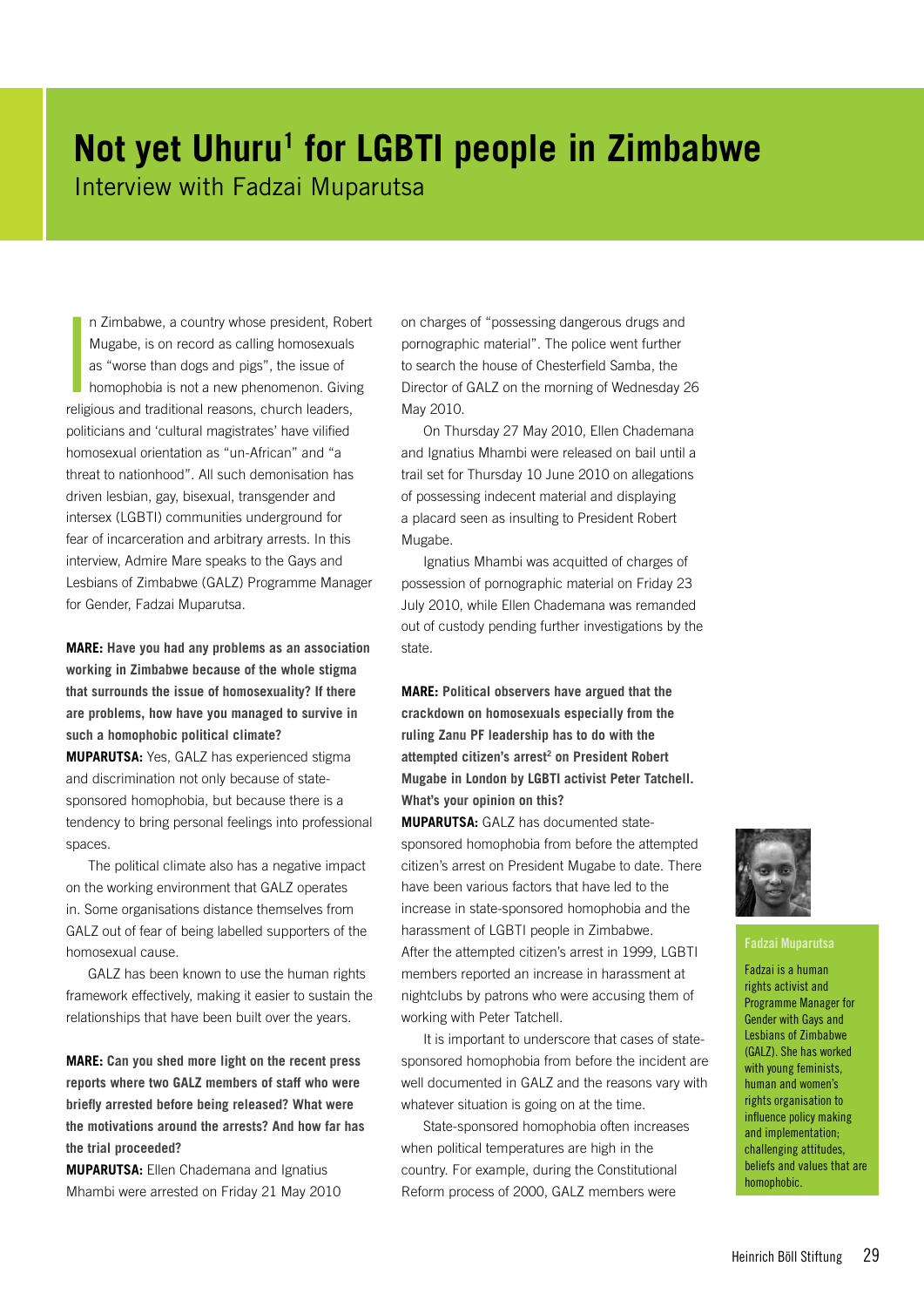# Not yet Uhuru[1] for LGBTI people in Zimbabwe

## Interview with Fadzai Muparutsa

In Zimbabwe, a country whose president, Robert Mugabe, is on record as calling homosexuals as "worse than dogs and pigs", the issue of homophobia is not a new phenomenon. Giving religious and traditional reasons, church leaders, politicians and 'cultural magistrates' have vilified homosexual orientation as "un-African" and "a threat to nationhood". All such demonisation has driven lesbian, gay, bisexual, transgender and intersex (LGBTI) communities underground for fear of incarceration and arbitrary arrests. In this interview, Admire Mare speaks to the Gays and Lesbians of Zimbabwe (GALZ) Programme Manager for Gender, Fadzai Muparutsa.

**MARE: Have you had any problems as an association working in Zimbabwe because of the whole stigma that surrounds the issue of homosexuality? If there are problems, how have you managed to survive in such a homophobic political climate?**

**MUPARUTSA:** Yes, GALZ has experienced stigma and discrimination not only because of state-sponsored homophobia, but because there is a tendency to bring personal feelings into professional spaces.

The political climate also has a negative impact on the working environment that GALZ operates in. Some organisations distance themselves from GALZ out of fear of being labelled supporters of the homosexual cause.

GALZ has been known to use the human rights framework effectively, making it easier to sustain the relationships that have been built over the years.

**MARE: Can you shed more light on the recent press reports where two GALZ members of staff who were briefly arrested before being released? What were the motivations around the arrests? And how far has the trial proceeded?**

**MUPARUTSA:** Ellen Chademana and Ignatius Mhambi were arrested on Friday 21 May 2010 on charges of "possessing dangerous drugs and pornographic material". The police went further to search the house of Chesterfield Samba, the Director of GALZ on the morning of Wednesday 26 May 2010.

On Thursday 27 May 2010, Ellen Chademana and Ignatius Mhambi were released on bail until a trail set for Thursday 10 June 2010 on allegations of possessing indecent material and displaying a placard seen as insulting to President Robert Mugabe.

Ignatius Mhambi was acquitted of charges of possession of pornographic material on Friday 23 July 2010, while Ellen Chademana was remanded out of custody pending further investigations by the state.

**MARE: Political observers have argued that the crackdown on homosexuals especially from the ruling Zanu PF leadership has to do with the attempted citizen's arrest[2] on President Robert Mugabe in London by LGBTI activist Peter Tatchell. What's your opinion on this?**

**MUPARUTSA:** GALZ has documented state-sponsored homophobia from before the attempted citizen's arrest on President Mugabe to date. There have been various factors that have led to the increase in state-sponsored homophobia and the harassment of LGBTI people in Zimbabwe. After the attempted citizen's arrest in 1999, LGBTI members reported an increase in harassment at nightclubs by patrons who were accusing them of working with Peter Tatchell.

It is important to underscore that cases of state-sponsored homophobia from before the incident are well documented in GALZ and the reasons vary with whatever situation is going on at the time.

State-sponsored homophobia often increases when political temperatures are high in the country. For example, during the Constitutional Reform process of 2000, GALZ members were

**Fadzai Muparutsa**

Fadzai is a human rights activist and Programme Manager for Gender with Gays and Lesbians of Zimbabwe (GALZ). She has worked with young feminists, human and women's rights organisation to influence policy making and implementation; challenging attitudes, beliefs and values that are homophobic.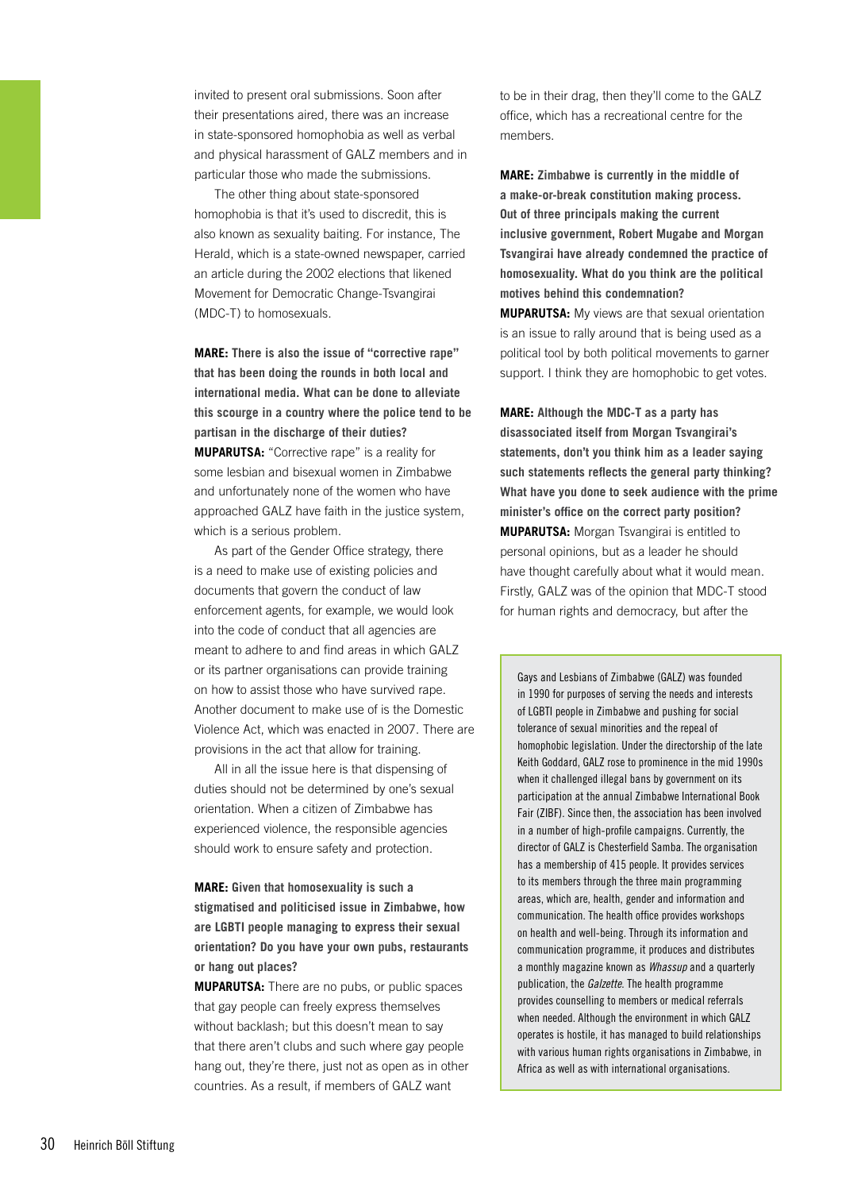invited to present oral submissions. Soon after their presentations aired, there was an increase in state-sponsored homophobia as well as verbal and physical harassment of GALZ members and in particular those who made the submissions.

The other thing about state-sponsored homophobia is that it's used to discredit, this is also known as sexuality baiting. For instance, The Herald, which is a state-owned newspaper, carried an article during the 2002 elections that likened Movement for Democratic Change-Tsvangirai (MDC-T) to homosexuals.

**MARE: There is also the issue of "corrective rape" that has been doing the rounds in both local and international media. What can be done to alleviate this scourge in a country where the police tend to be partisan in the discharge of their duties?**

**MUPARUTSA:** "Corrective rape" is a reality for some lesbian and bisexual women in Zimbabwe and unfortunately none of the women who have approached GALZ have faith in the justice system, which is a serious problem.

As part of the Gender Office strategy, there is a need to make use of existing policies and documents that govern the conduct of law enforcement agents, for example, we would look into the code of conduct that all agencies are meant to adhere to and find areas in which GALZ or its partner organisations can provide training on how to assist those who have survived rape. Another document to make use of is the Domestic Violence Act, which was enacted in 2007. There are provisions in the act that allow for training.

All in all the issue here is that dispensing of duties should not be determined by one's sexual orientation. When a citizen of Zimbabwe has experienced violence, the responsible agencies should work to ensure safety and protection.

**MARE: Given that homosexuality is such a stigmatised and politicised issue in Zimbabwe, how are LGBTI people managing to express their sexual orientation? Do you have your own pubs, restaurants or hang out places?**

**MUPARUTSA:** There are no pubs, or public spaces that gay people can freely express themselves without backlash; but this doesn't mean to say that there aren't clubs and such where gay people hang out, they're there, just not as open as in other countries. As a result, if members of GALZ want to be in their drag, then they'll come to the GALZ office, which has a recreational centre for the members.

**MARE: Zimbabwe is currently in the middle of a make-or-break constitution making process. Out of three principals making the current inclusive government, Robert Mugabe and Morgan Tsvangirai have already condemned the practice of homosexuality. What do you think are the political motives behind this condemnation?**

**MUPARUTSA:** My views are that sexual orientation is an issue to rally around that is being used as a political tool by both political movements to garner support. I think they are homophobic to get votes.

**MARE: Although the MDC-T as a party has disassociated itself from Morgan Tsvangirai's statements, don't you think him as a leader saying such statements reflects the general party thinking? What have you done to seek audience with the prime minister's office on the correct party position?**

**MUPARUTSA:** Morgan Tsvangirai is entitled to personal opinions, but as a leader he should have thought carefully about what it would mean. Firstly, GALZ was of the opinion that MDC-T stood for human rights and democracy, but after the

> Gays and Lesbians of Zimbabwe (GALZ) was founded in 1990 for purposes of serving the needs and interests of LGBTI people in Zimbabwe and pushing for social tolerance of sexual minorities and the repeal of homophobic legislation. Under the directorship of the late Keith Goddard, GALZ rose to prominence in the mid 1990s when it challenged illegal bans by government on its participation at the annual Zimbabwe International Book Fair (ZIBF). Since then, the association has been involved in a number of high-profile campaigns. Currently, the director of GALZ is Chesterfield Samba. The organisation has a membership of 415 people. It provides services to its members through the three main programming areas, which are, health, gender and information and communication. The health office provides workshops on health and well-being. Through its information and communication programme, it produces and distributes a monthly magazine known as *Whassup* and a quarterly publication, the *Galzette*. The health programme provides counselling to members or medical referrals when needed. Although the environment in which GALZ operates is hostile, it has managed to build relationships with various human rights organisations in Zimbabwe, in Africa as well as with international organisations.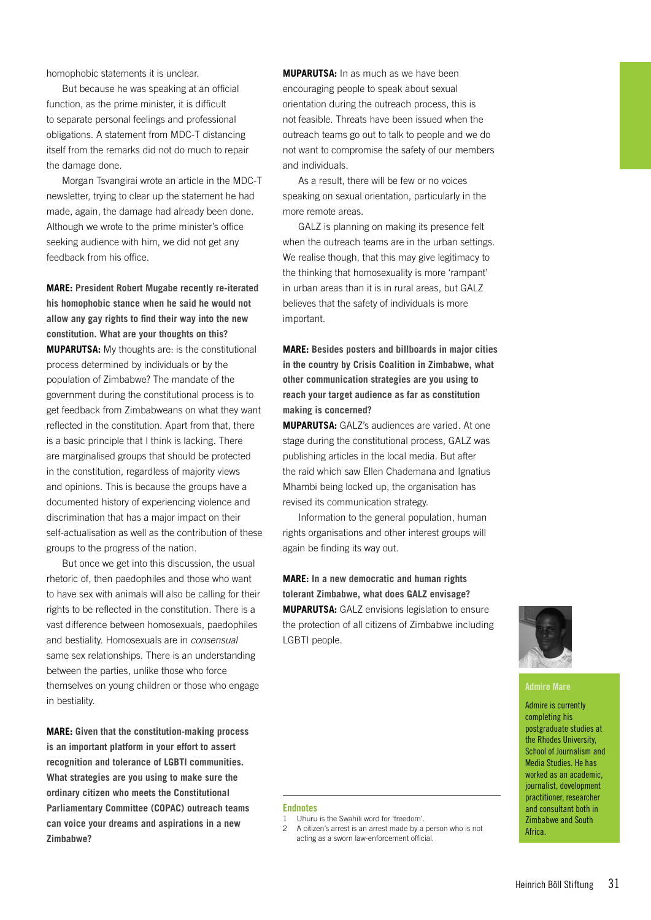homophobic statements it is unclear.

But because he was speaking at an official function, as the prime minister, it is difficult to separate personal feelings and professional obligations. A statement from MDC-T distancing itself from the remarks did not do much to repair the damage done.

Morgan Tsvangirai wrote an article in the MDC-T newsletter, trying to clear up the statement he had made, again, the damage had already been done. Although we wrote to the prime minister's office seeking audience with him, we did not get any feedback from his office.

**MARE: President Robert Mugabe recently re-iterated his homophobic stance when he said he would not allow any gay rights to find their way into the new constitution. What are your thoughts on this?**

**MUPARUTSA:** My thoughts are: is the constitutional process determined by individuals or by the population of Zimbabwe? The mandate of the government during the constitutional process is to get feedback from Zimbabweans on what they want reflected in the constitution. Apart from that, there is a basic principle that I think is lacking. There are marginalised groups that should be protected in the constitution, regardless of majority views and opinions. This is because the groups have a documented history of experiencing violence and discrimination that has a major impact on their self-actualisation as well as the contribution of these groups to the progress of the nation.

But once we get into this discussion, the usual rhetoric of, then paedophiles and those who want to have sex with animals will also be calling for their rights to be reflected in the constitution. There is a vast difference between homosexuals, paedophiles and bestiality. Homosexuals are in *consensual* same sex relationships. There is an understanding between the parties, unlike those who force themselves on young children or those who engage in bestiality.

**MARE: Given that the constitution-making process is an important platform in your effort to assert recognition and tolerance of LGBTI communities. What strategies are you using to make sure the ordinary citizen who meets the Constitutional Parliamentary Committee (COPAC) outreach teams can voice your dreams and aspirations in a new Zimbabwe?**

**MUPARUTSA:** In as much as we have been encouraging people to speak about sexual orientation during the outreach process, this is not feasible. Threats have been issued when the outreach teams go out to talk to people and we do not want to compromise the safety of our members and individuals.

As a result, there will be few or no voices speaking on sexual orientation, particularly in the more remote areas.

GALZ is planning on making its presence felt when the outreach teams are in the urban settings. We realise though, that this may give legitimacy to the thinking that homosexuality is more 'rampant' in urban areas than it is in rural areas, but GALZ believes that the safety of individuals is more important.

**MARE: Besides posters and billboards in major cities in the country by Crisis Coalition in Zimbabwe, what other communication strategies are you using to reach your target audience as far as constitution making is concerned?**

**MUPARUTSA:** GALZ's audiences are varied. At one stage during the constitutional process, GALZ was publishing articles in the local media. But after the raid which saw Ellen Chademana and Ignatius Mhambi being locked up, the organisation has revised its communication strategy.

Information to the general population, human rights organisations and other interest groups will again be finding its way out.

**MARE: In a new democratic and human rights tolerant Zimbabwe, what does GALZ envisage?**

**MUPARUTSA:** GALZ envisions legislation to ensure the protection of all citizens of Zimbabwe including LGBTI people.

**Admire Mare**

Admire is currently completing his postgraduate studies at the Rhodes University, School of Journalism and Media Studies. He has worked as an academic, journalist, development practitioner, researcher and consultant both in Zimbabwe and South Africa.

### Endnotes

1. Uhuru is the Swahili word for 'freedom'.
2. A citizen's arrest is an arrest made by a person who is not acting as a sworn law-enforcement official.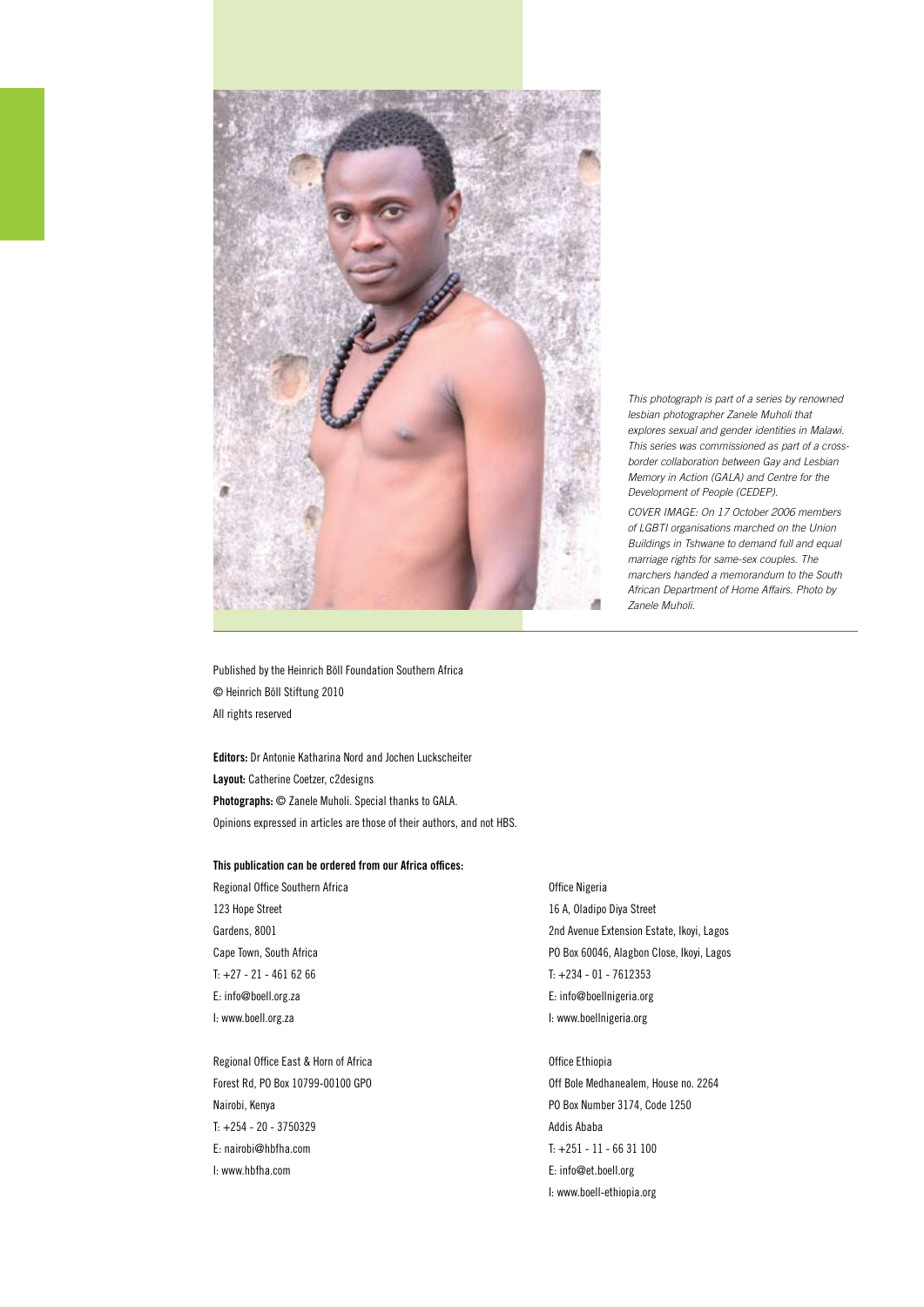*This photograph is part of a series by renowned lesbian photographer Zanele Muholi that explores sexual and gender identities in Malawi. This series was commissioned as part of a cross-border collaboration between Gay and Lesbian Memory in Action (GALA) and Centre for the Development of People (CEDEP).*

*COVER IMAGE: On 17 October 2006 members of LGBTI organisations marched on the Union Buildings in Tshwane to demand full and equal marriage rights for same-sex couples. The marchers handed a memorandum to the South African Department of Home Affairs. Photo by Zanele Muholi.*

Published by the Heinrich Böll Foundation Southern Africa
© Heinrich Böll Stiftung 2010
All rights reserved

**Editors:** Dr Antonie Katharina Nord and Jochen Luckscheiter
**Layout:** Catherine Coetzer, c2designs
**Photographs:** © Zanele Muholi. Special thanks to GALA.
Opinions expressed in articles are those of their authors, and not HBS.

**This publication can be ordered from our Africa offices:**

Regional Office Southern Africa
123 Hope Street
Gardens, 8001
Cape Town, South Africa
T: +27 - 21 - 461 62 66
E: info@boell.org.za
I: www.boell.org.za

Regional Office East & Horn of Africa
Forest Rd, PO Box 10799-00100 GPO
Nairobi, Kenya
T: +254 - 20 - 3750329
E: nairobi@hbfha.com
I: www.hbfha.com

Office Nigeria
16 A, Oladipo Diya Street
2nd Avenue Extension Estate, Ikoyi, Lagos
PO Box 60046, Alagbon Close, Ikoyi, Lagos
T: +234 - 01 - 7612353
E: info@boellnigeria.org
I: www.boellnigeria.org

Office Ethiopia
Off Bole Medhanealem, House no. 2264
PO Box Number 3174, Code 1250
Addis Ababa
T: +251 - 11 - 66 31 100
E: info@et.boell.org
I: www.boell-ethiopia.org